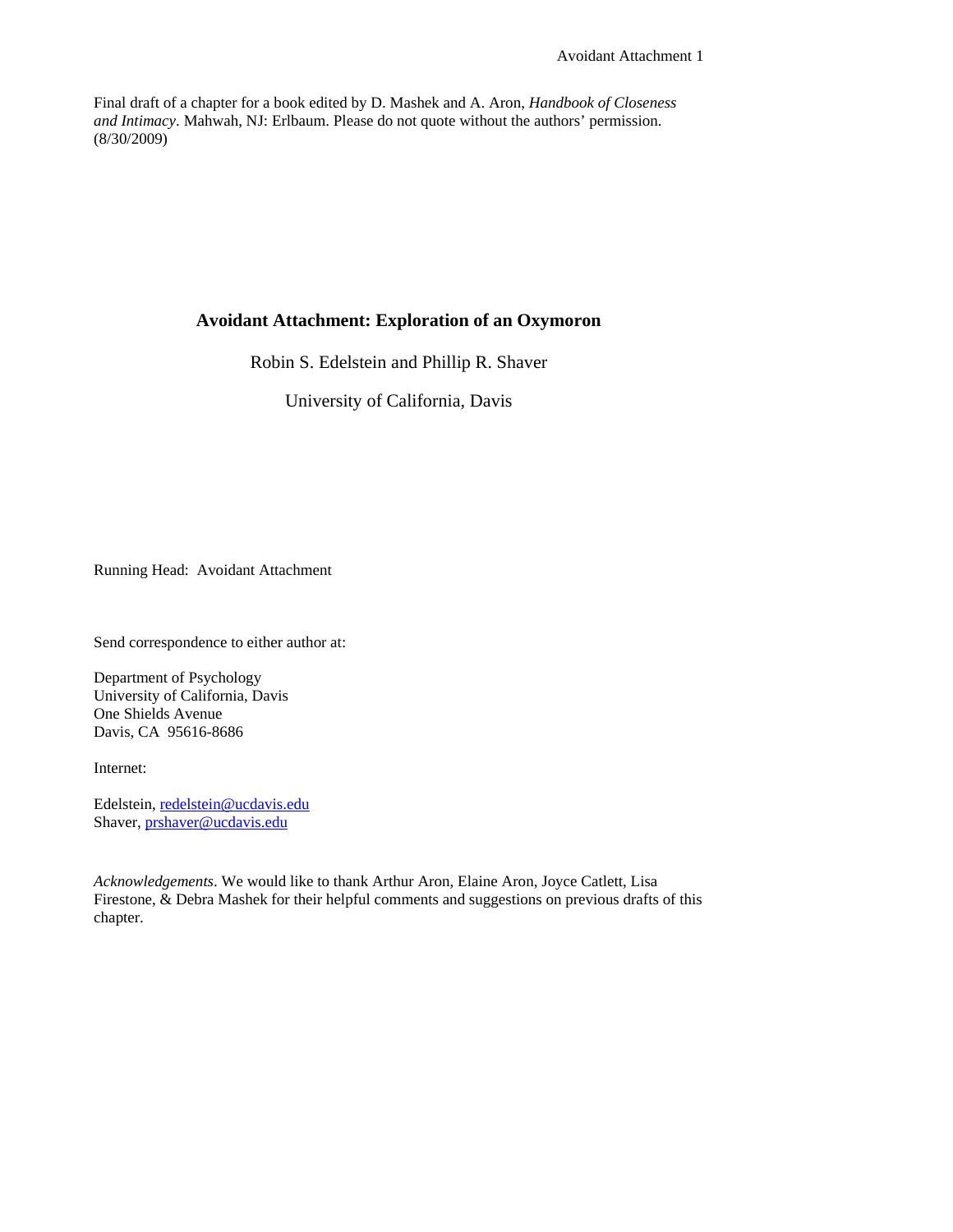Final draft of a chapter for a book edited by D. Mashek and A. Aron, *Handbook of Closeness and Intimacy*. Mahwah, NJ: Erlbaum. Please do not quote without the authors' permission. (8/30/2009)

# Avoidant Attachment: Exploration of an Oxymoron

Robin S. Edelstein and Phillip R. Shaver

University of California, Davis

Running Head: Avoidant Attachment

Send correspondence to either author at:

Department of Psychology
University of California, Davis
One Shields Avenue
Davis, CA 95616-8686

Internet:

Edelstein, redelstein@ucdavis.edu
Shaver, prshaver@ucdavis.edu

*Acknowledgements*. We would like to thank Arthur Aron, Elaine Aron, Joyce Catlett, Lisa Firestone, & Debra Mashek for their helpful comments and suggestions on previous drafts of this chapter.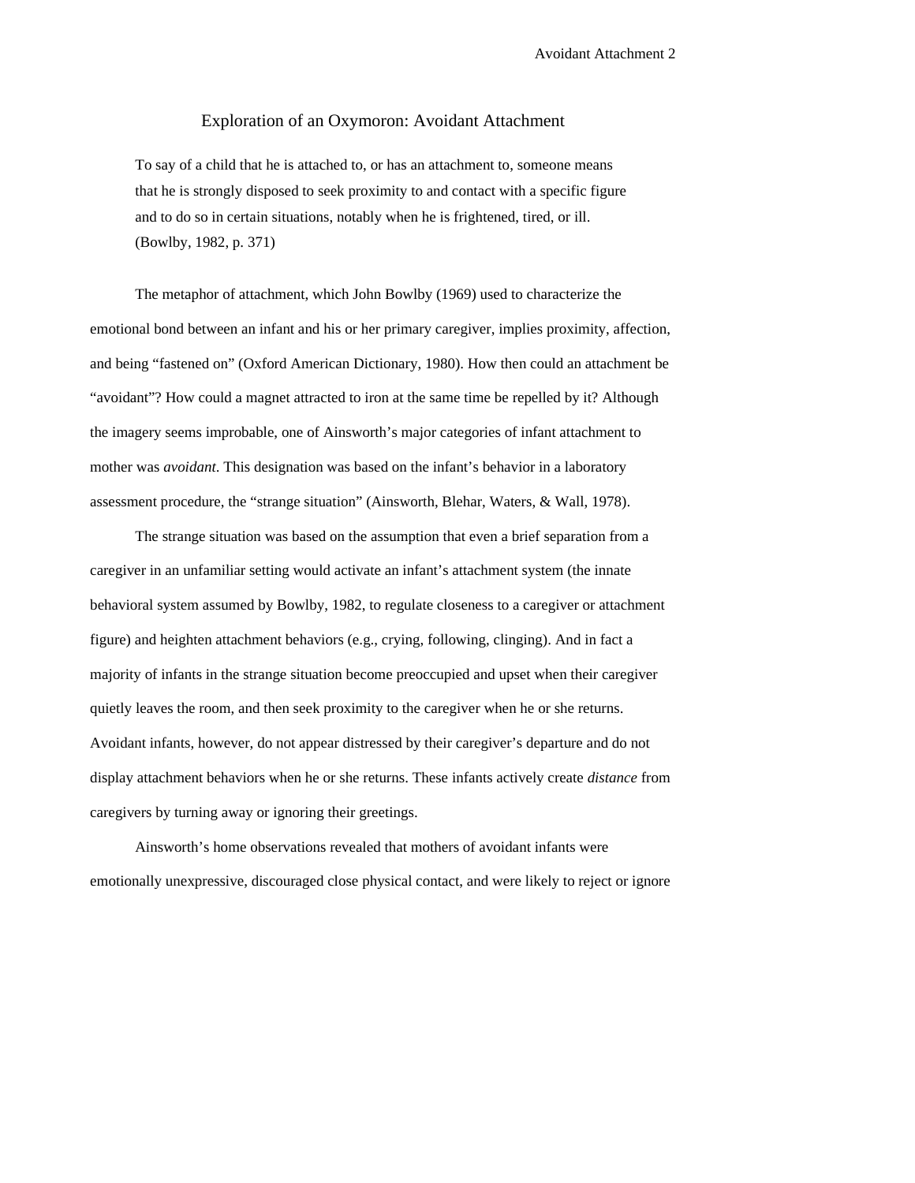# Exploration of an Oxymoron: Avoidant Attachment

> To say of a child that he is attached to, or has an attachment to, someone means that he is strongly disposed to seek proximity to and contact with a specific figure and to do so in certain situations, notably when he is frightened, tired, or ill. (Bowlby, 1982, p. 371)

The metaphor of attachment, which John Bowlby (1969) used to characterize the emotional bond between an infant and his or her primary caregiver, implies proximity, affection, and being "fastened on" (Oxford American Dictionary, 1980). How then could an attachment be "avoidant"? How could a magnet attracted to iron at the same time be repelled by it? Although the imagery seems improbable, one of Ainsworth's major categories of infant attachment to mother was *avoidant*. This designation was based on the infant's behavior in a laboratory assessment procedure, the "strange situation" (Ainsworth, Blehar, Waters, & Wall, 1978).

The strange situation was based on the assumption that even a brief separation from a caregiver in an unfamiliar setting would activate an infant's attachment system (the innate behavioral system assumed by Bowlby, 1982, to regulate closeness to a caregiver or attachment figure) and heighten attachment behaviors (e.g., crying, following, clinging). And in fact a majority of infants in the strange situation become preoccupied and upset when their caregiver quietly leaves the room, and then seek proximity to the caregiver when he or she returns. Avoidant infants, however, do not appear distressed by their caregiver's departure and do not display attachment behaviors when he or she returns. These infants actively create *distance* from caregivers by turning away or ignoring their greetings.

Ainsworth's home observations revealed that mothers of avoidant infants were emotionally unexpressive, discouraged close physical contact, and were likely to reject or ignore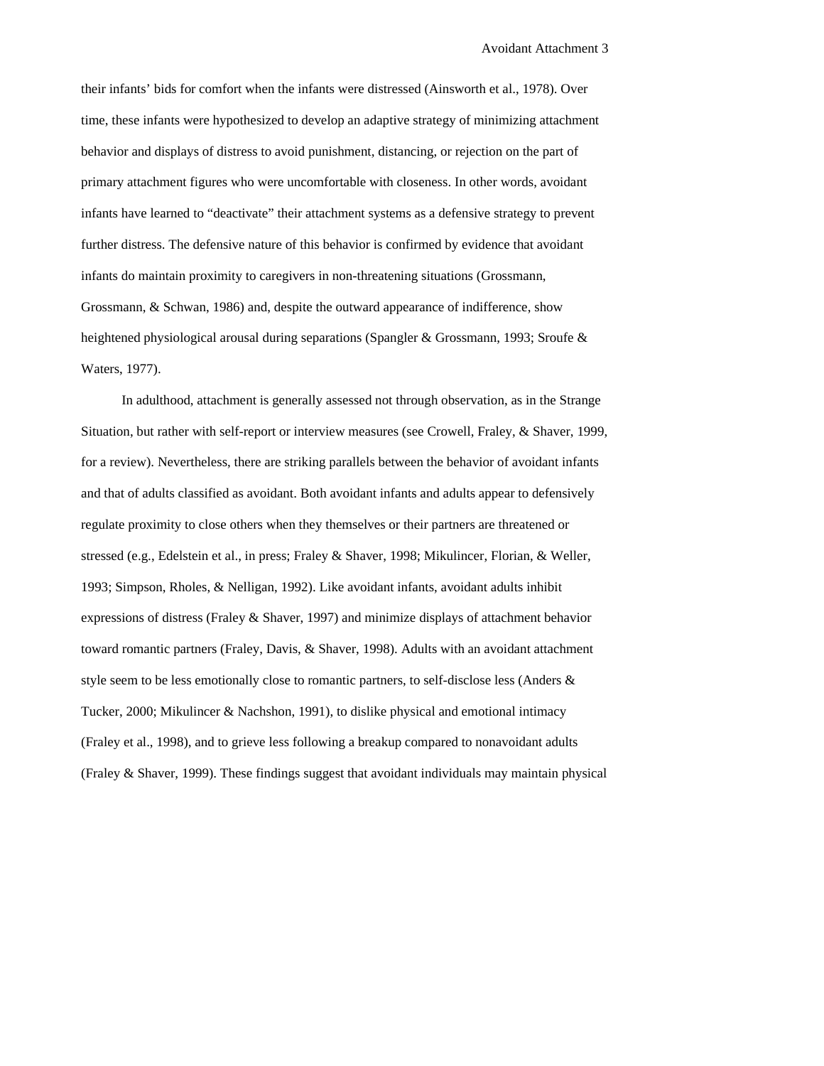their infants' bids for comfort when the infants were distressed (Ainsworth et al., 1978). Over time, these infants were hypothesized to develop an adaptive strategy of minimizing attachment behavior and displays of distress to avoid punishment, distancing, or rejection on the part of primary attachment figures who were uncomfortable with closeness. In other words, avoidant infants have learned to "deactivate" their attachment systems as a defensive strategy to prevent further distress. The defensive nature of this behavior is confirmed by evidence that avoidant infants do maintain proximity to caregivers in non-threatening situations (Grossmann, Grossmann, & Schwan, 1986) and, despite the outward appearance of indifference, show heightened physiological arousal during separations (Spangler & Grossmann, 1993; Sroufe & Waters, 1977).

In adulthood, attachment is generally assessed not through observation, as in the Strange Situation, but rather with self-report or interview measures (see Crowell, Fraley, & Shaver, 1999, for a review). Nevertheless, there are striking parallels between the behavior of avoidant infants and that of adults classified as avoidant. Both avoidant infants and adults appear to defensively regulate proximity to close others when they themselves or their partners are threatened or stressed (e.g., Edelstein et al., in press; Fraley & Shaver, 1998; Mikulincer, Florian, & Weller, 1993; Simpson, Rholes, & Nelligan, 1992). Like avoidant infants, avoidant adults inhibit expressions of distress (Fraley & Shaver, 1997) and minimize displays of attachment behavior toward romantic partners (Fraley, Davis, & Shaver, 1998). Adults with an avoidant attachment style seem to be less emotionally close to romantic partners, to self-disclose less (Anders & Tucker, 2000; Mikulincer & Nachshon, 1991), to dislike physical and emotional intimacy (Fraley et al., 1998), and to grieve less following a breakup compared to nonavoidant adults (Fraley & Shaver, 1999). These findings suggest that avoidant individuals may maintain physical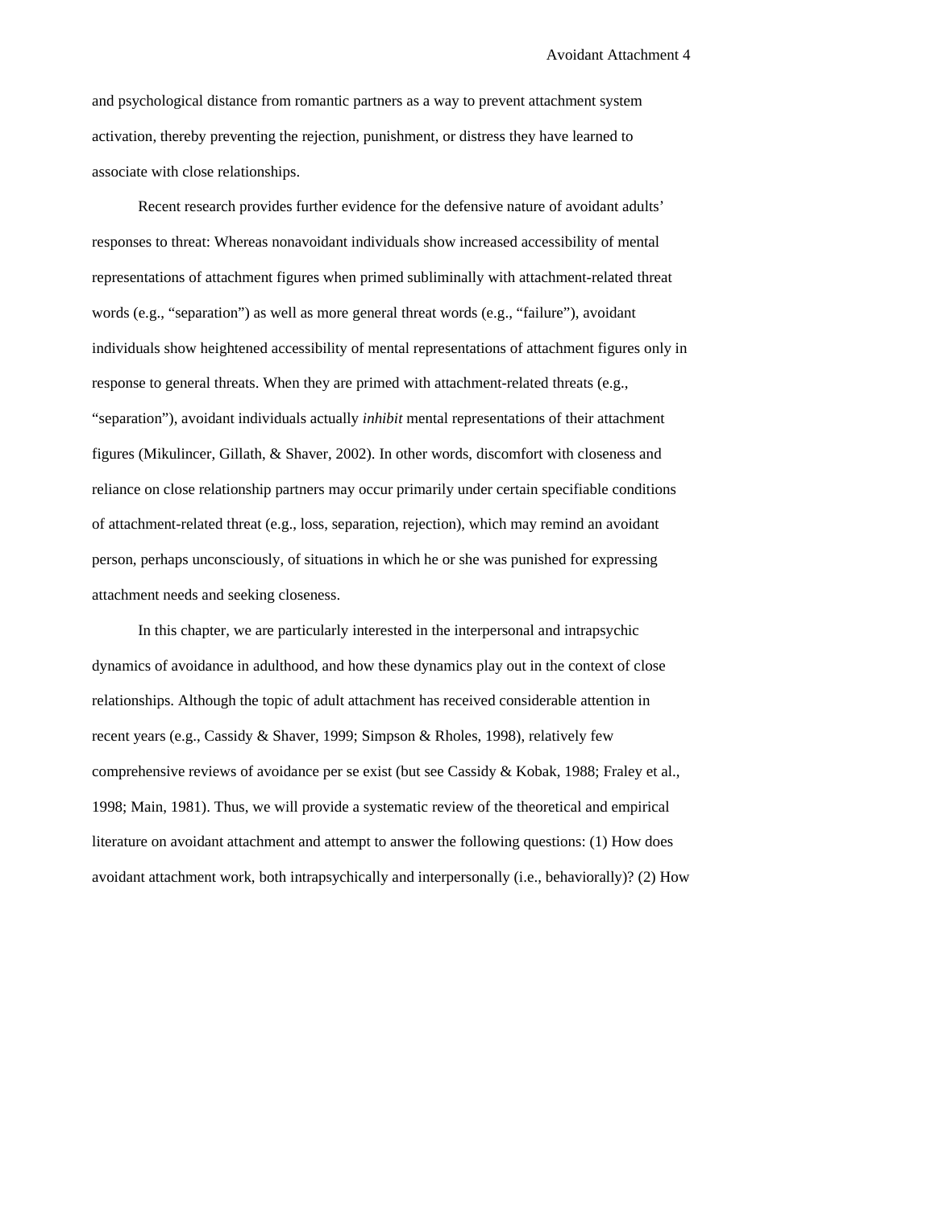and psychological distance from romantic partners as a way to prevent attachment system activation, thereby preventing the rejection, punishment, or distress they have learned to associate with close relationships.

Recent research provides further evidence for the defensive nature of avoidant adults' responses to threat: Whereas nonavoidant individuals show increased accessibility of mental representations of attachment figures when primed subliminally with attachment-related threat words (e.g., "separation") as well as more general threat words (e.g., "failure"), avoidant individuals show heightened accessibility of mental representations of attachment figures only in response to general threats. When they are primed with attachment-related threats (e.g., "separation"), avoidant individuals actually *inhibit* mental representations of their attachment figures (Mikulincer, Gillath, & Shaver, 2002). In other words, discomfort with closeness and reliance on close relationship partners may occur primarily under certain specifiable conditions of attachment-related threat (e.g., loss, separation, rejection), which may remind an avoidant person, perhaps unconsciously, of situations in which he or she was punished for expressing attachment needs and seeking closeness.

In this chapter, we are particularly interested in the interpersonal and intrapsychic dynamics of avoidance in adulthood, and how these dynamics play out in the context of close relationships. Although the topic of adult attachment has received considerable attention in recent years (e.g., Cassidy & Shaver, 1999; Simpson & Rholes, 1998), relatively few comprehensive reviews of avoidance per se exist (but see Cassidy & Kobak, 1988; Fraley et al., 1998; Main, 1981). Thus, we will provide a systematic review of the theoretical and empirical literature on avoidant attachment and attempt to answer the following questions: (1) How does avoidant attachment work, both intrapsychically and interpersonally (i.e., behaviorally)? (2) How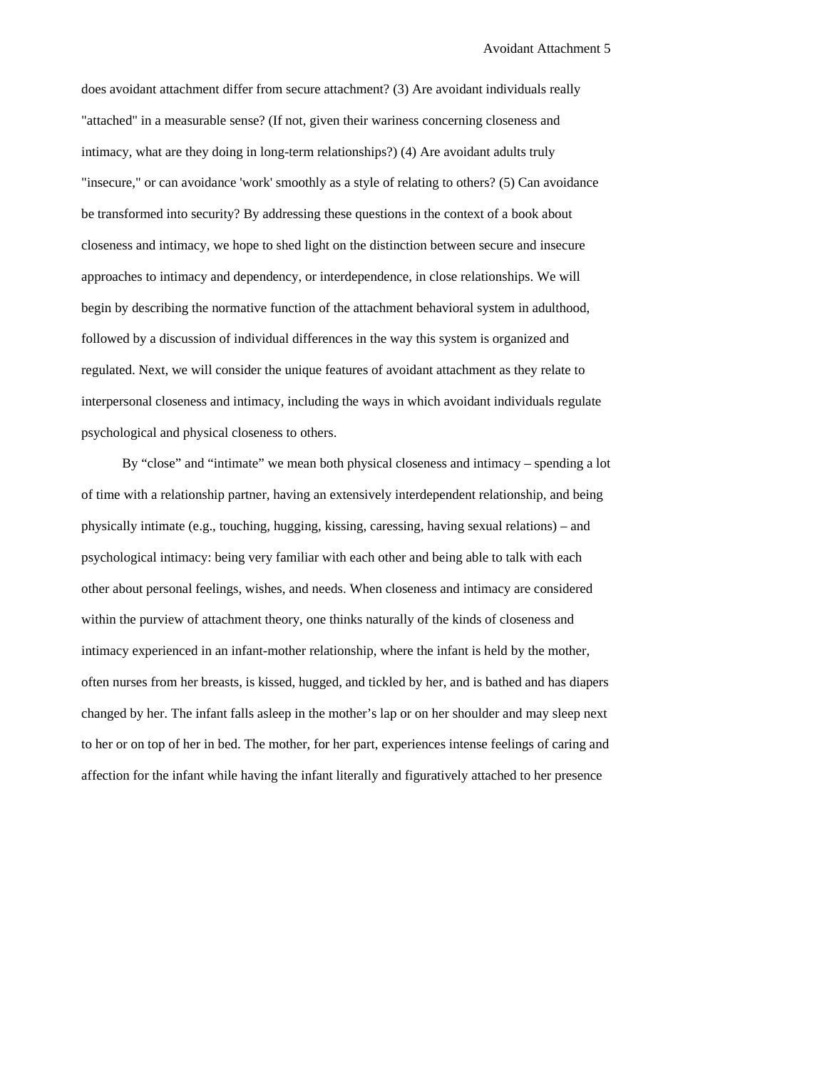does avoidant attachment differ from secure attachment? (3) Are avoidant individuals really "attached" in a measurable sense? (If not, given their wariness concerning closeness and intimacy, what are they doing in long-term relationships?) (4) Are avoidant adults truly "insecure," or can avoidance 'work' smoothly as a style of relating to others? (5) Can avoidance be transformed into security? By addressing these questions in the context of a book about closeness and intimacy, we hope to shed light on the distinction between secure and insecure approaches to intimacy and dependency, or interdependence, in close relationships. We will begin by describing the normative function of the attachment behavioral system in adulthood, followed by a discussion of individual differences in the way this system is organized and regulated. Next, we will consider the unique features of avoidant attachment as they relate to interpersonal closeness and intimacy, including the ways in which avoidant individuals regulate psychological and physical closeness to others.

By “close” and “intimate” we mean both physical closeness and intimacy – spending a lot of time with a relationship partner, having an extensively interdependent relationship, and being physically intimate (e.g., touching, hugging, kissing, caressing, having sexual relations) – and psychological intimacy: being very familiar with each other and being able to talk with each other about personal feelings, wishes, and needs. When closeness and intimacy are considered within the purview of attachment theory, one thinks naturally of the kinds of closeness and intimacy experienced in an infant-mother relationship, where the infant is held by the mother, often nurses from her breasts, is kissed, hugged, and tickled by her, and is bathed and has diapers changed by her. The infant falls asleep in the mother’s lap or on her shoulder and may sleep next to her or on top of her in bed. The mother, for her part, experiences intense feelings of caring and affection for the infant while having the infant literally and figuratively attached to her presence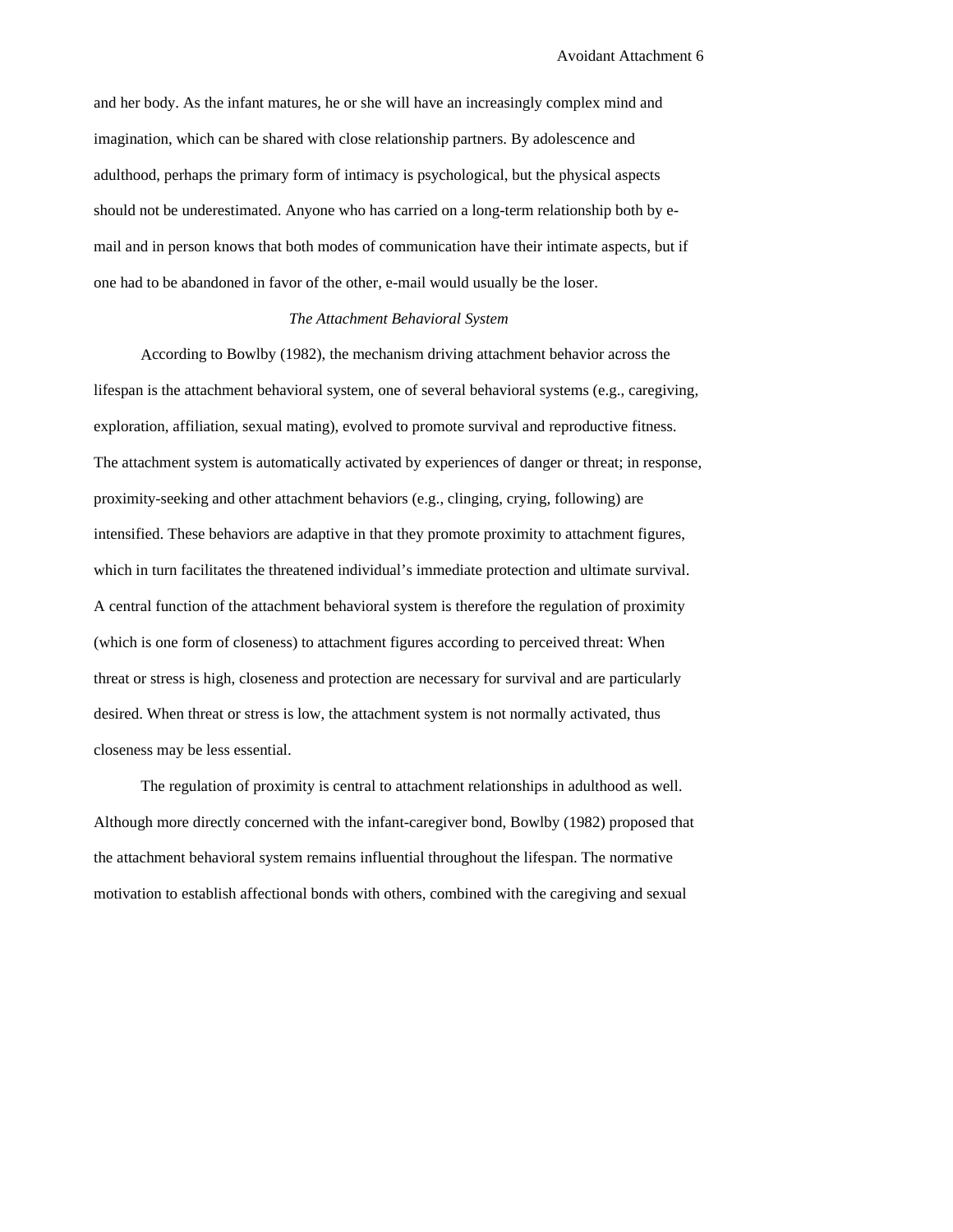and her body. As the infant matures, he or she will have an increasingly complex mind and imagination, which can be shared with close relationship partners. By adolescence and adulthood, perhaps the primary form of intimacy is psychological, but the physical aspects should not be underestimated. Anyone who has carried on a long-term relationship both by e-mail and in person knows that both modes of communication have their intimate aspects, but if one had to be abandoned in favor of the other, e-mail would usually be the loser.

### *The Attachment Behavioral System*

According to Bowlby (1982), the mechanism driving attachment behavior across the lifespan is the attachment behavioral system, one of several behavioral systems (e.g., caregiving, exploration, affiliation, sexual mating), evolved to promote survival and reproductive fitness. The attachment system is automatically activated by experiences of danger or threat; in response, proximity-seeking and other attachment behaviors (e.g., clinging, crying, following) are intensified. These behaviors are adaptive in that they promote proximity to attachment figures, which in turn facilitates the threatened individual's immediate protection and ultimate survival. A central function of the attachment behavioral system is therefore the regulation of proximity (which is one form of closeness) to attachment figures according to perceived threat: When threat or stress is high, closeness and protection are necessary for survival and are particularly desired. When threat or stress is low, the attachment system is not normally activated, thus closeness may be less essential.

The regulation of proximity is central to attachment relationships in adulthood as well. Although more directly concerned with the infant-caregiver bond, Bowlby (1982) proposed that the attachment behavioral system remains influential throughout the lifespan. The normative motivation to establish affectional bonds with others, combined with the caregiving and sexual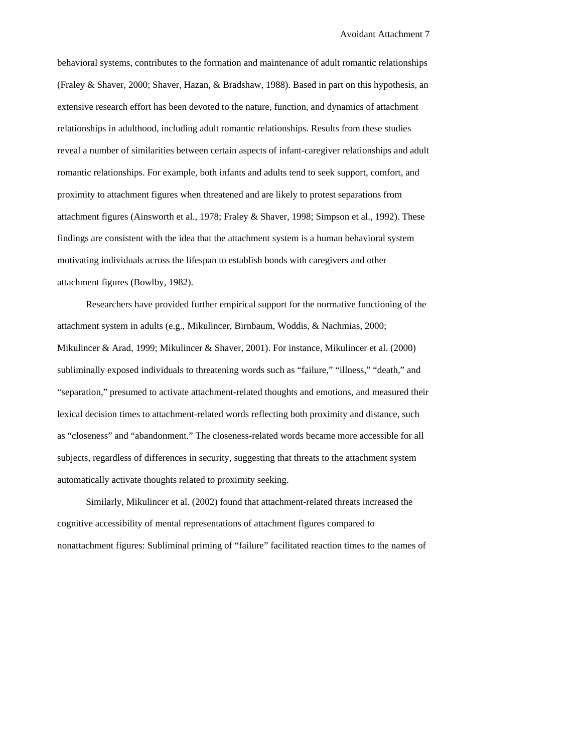behavioral systems, contributes to the formation and maintenance of adult romantic relationships (Fraley & Shaver, 2000; Shaver, Hazan, & Bradshaw, 1988). Based in part on this hypothesis, an extensive research effort has been devoted to the nature, function, and dynamics of attachment relationships in adulthood, including adult romantic relationships. Results from these studies reveal a number of similarities between certain aspects of infant-caregiver relationships and adult romantic relationships. For example, both infants and adults tend to seek support, comfort, and proximity to attachment figures when threatened and are likely to protest separations from attachment figures (Ainsworth et al., 1978; Fraley & Shaver, 1998; Simpson et al., 1992). These findings are consistent with the idea that the attachment system is a human behavioral system motivating individuals across the lifespan to establish bonds with caregivers and other attachment figures (Bowlby, 1982).

Researchers have provided further empirical support for the normative functioning of the attachment system in adults (e.g., Mikulincer, Birnbaum, Woddis, & Nachmias, 2000; Mikulincer & Arad, 1999; Mikulincer & Shaver, 2001). For instance, Mikulincer et al. (2000) subliminally exposed individuals to threatening words such as “failure,” “illness,” “death,” and “separation,” presumed to activate attachment-related thoughts and emotions, and measured their lexical decision times to attachment-related words reflecting both proximity and distance, such as “closeness” and “abandonment.” The closeness-related words became more accessible for all subjects, regardless of differences in security, suggesting that threats to the attachment system automatically activate thoughts related to proximity seeking.

Similarly, Mikulincer et al. (2002) found that attachment-related threats increased the cognitive accessibility of mental representations of attachment figures compared to nonattachment figures: Subliminal priming of “failure” facilitated reaction times to the names of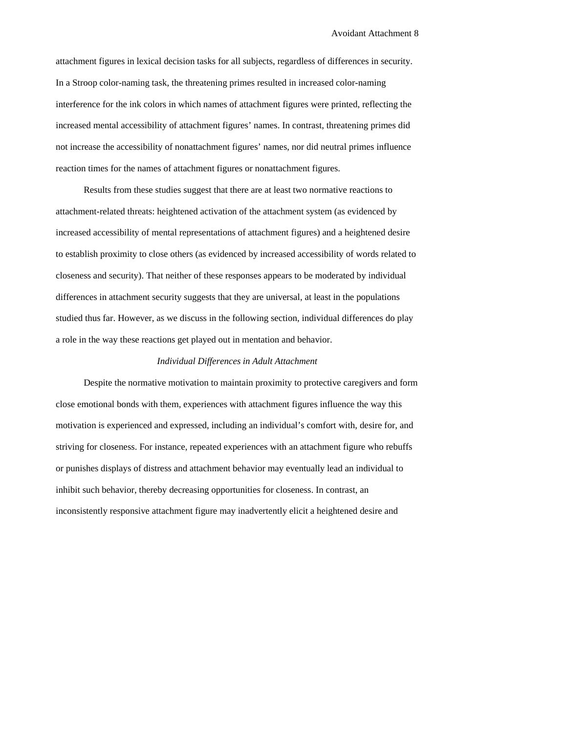attachment figures in lexical decision tasks for all subjects, regardless of differences in security. In a Stroop color-naming task, the threatening primes resulted in increased color-naming interference for the ink colors in which names of attachment figures were printed, reflecting the increased mental accessibility of attachment figures' names. In contrast, threatening primes did not increase the accessibility of nonattachment figures' names, nor did neutral primes influence reaction times for the names of attachment figures or nonattachment figures.

Results from these studies suggest that there are at least two normative reactions to attachment-related threats: heightened activation of the attachment system (as evidenced by increased accessibility of mental representations of attachment figures) and a heightened desire to establish proximity to close others (as evidenced by increased accessibility of words related to closeness and security). That neither of these responses appears to be moderated by individual differences in attachment security suggests that they are universal, at least in the populations studied thus far. However, as we discuss in the following section, individual differences do play a role in the way these reactions get played out in mentation and behavior.

### *Individual Differences in Adult Attachment*

Despite the normative motivation to maintain proximity to protective caregivers and form close emotional bonds with them, experiences with attachment figures influence the way this motivation is experienced and expressed, including an individual's comfort with, desire for, and striving for closeness. For instance, repeated experiences with an attachment figure who rebuffs or punishes displays of distress and attachment behavior may eventually lead an individual to inhibit such behavior, thereby decreasing opportunities for closeness. In contrast, an inconsistently responsive attachment figure may inadvertently elicit a heightened desire and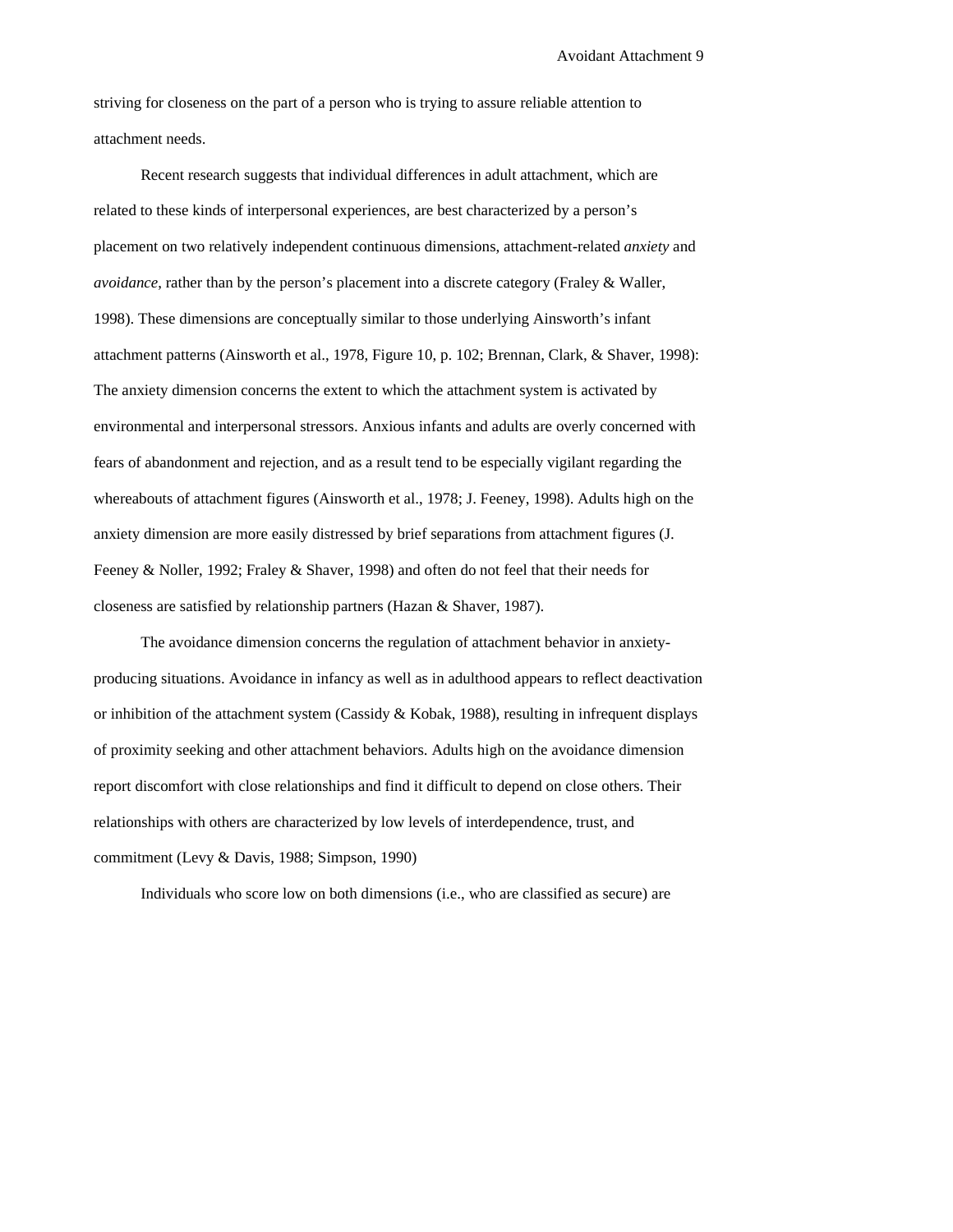striving for closeness on the part of a person who is trying to assure reliable attention to attachment needs.

Recent research suggests that individual differences in adult attachment, which are related to these kinds of interpersonal experiences, are best characterized by a person's placement on two relatively independent continuous dimensions, attachment-related *anxiety* and *avoidance*, rather than by the person's placement into a discrete category (Fraley & Waller, 1998). These dimensions are conceptually similar to those underlying Ainsworth's infant attachment patterns (Ainsworth et al., 1978, Figure 10, p. 102; Brennan, Clark, & Shaver, 1998): The anxiety dimension concerns the extent to which the attachment system is activated by environmental and interpersonal stressors. Anxious infants and adults are overly concerned with fears of abandonment and rejection, and as a result tend to be especially vigilant regarding the whereabouts of attachment figures (Ainsworth et al., 1978; J. Feeney, 1998). Adults high on the anxiety dimension are more easily distressed by brief separations from attachment figures (J. Feeney & Noller, 1992; Fraley & Shaver, 1998) and often do not feel that their needs for closeness are satisfied by relationship partners (Hazan & Shaver, 1987).

The avoidance dimension concerns the regulation of attachment behavior in anxiety-producing situations. Avoidance in infancy as well as in adulthood appears to reflect deactivation or inhibition of the attachment system (Cassidy & Kobak, 1988), resulting in infrequent displays of proximity seeking and other attachment behaviors. Adults high on the avoidance dimension report discomfort with close relationships and find it difficult to depend on close others. Their relationships with others are characterized by low levels of interdependence, trust, and commitment (Levy & Davis, 1988; Simpson, 1990)

Individuals who score low on both dimensions (i.e., who are classified as secure) are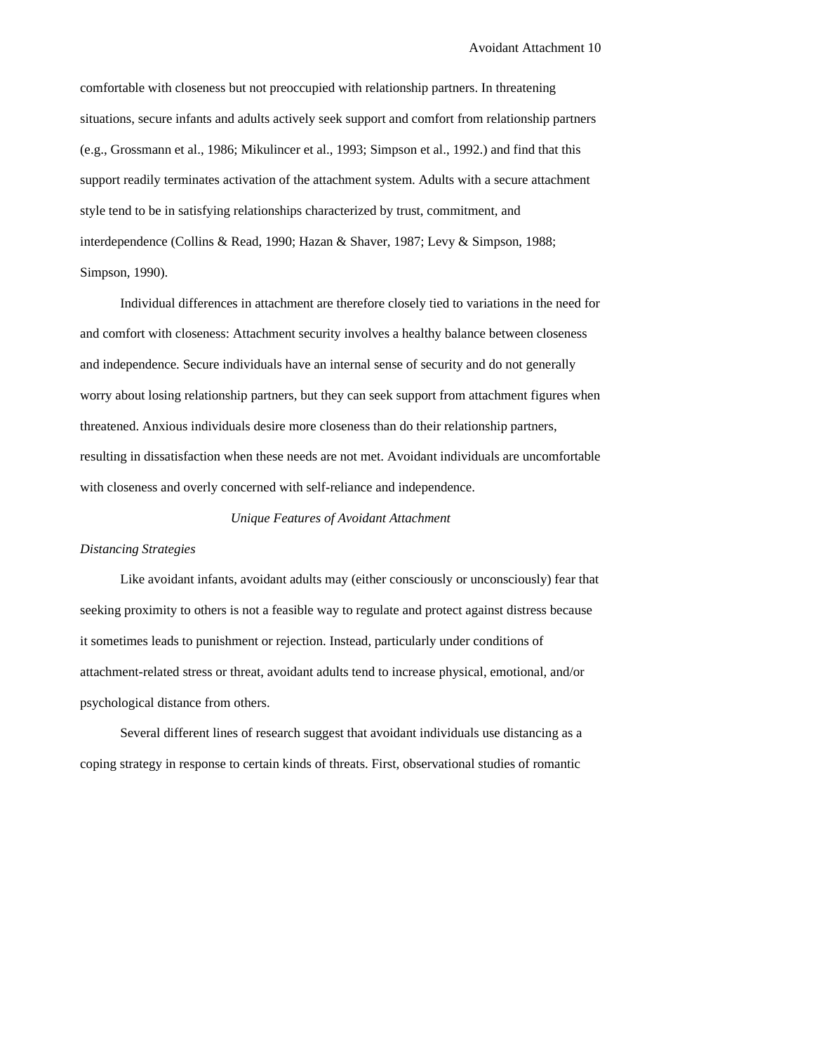comfortable with closeness but not preoccupied with relationship partners. In threatening situations, secure infants and adults actively seek support and comfort from relationship partners (e.g., Grossmann et al., 1986; Mikulincer et al., 1993; Simpson et al., 1992.) and find that this support readily terminates activation of the attachment system. Adults with a secure attachment style tend to be in satisfying relationships characterized by trust, commitment, and interdependence (Collins & Read, 1990; Hazan & Shaver, 1987; Levy & Simpson, 1988; Simpson, 1990).

Individual differences in attachment are therefore closely tied to variations in the need for and comfort with closeness: Attachment security involves a healthy balance between closeness and independence. Secure individuals have an internal sense of security and do not generally worry about losing relationship partners, but they can seek support from attachment figures when threatened. Anxious individuals desire more closeness than do their relationship partners, resulting in dissatisfaction when these needs are not met. Avoidant individuals are uncomfortable with closeness and overly concerned with self-reliance and independence.

## *Unique Features of Avoidant Attachment*

### *Distancing Strategies*

Like avoidant infants, avoidant adults may (either consciously or unconsciously) fear that seeking proximity to others is not a feasible way to regulate and protect against distress because it sometimes leads to punishment or rejection. Instead, particularly under conditions of attachment-related stress or threat, avoidant adults tend to increase physical, emotional, and/or psychological distance from others.

Several different lines of research suggest that avoidant individuals use distancing as a coping strategy in response to certain kinds of threats. First, observational studies of romantic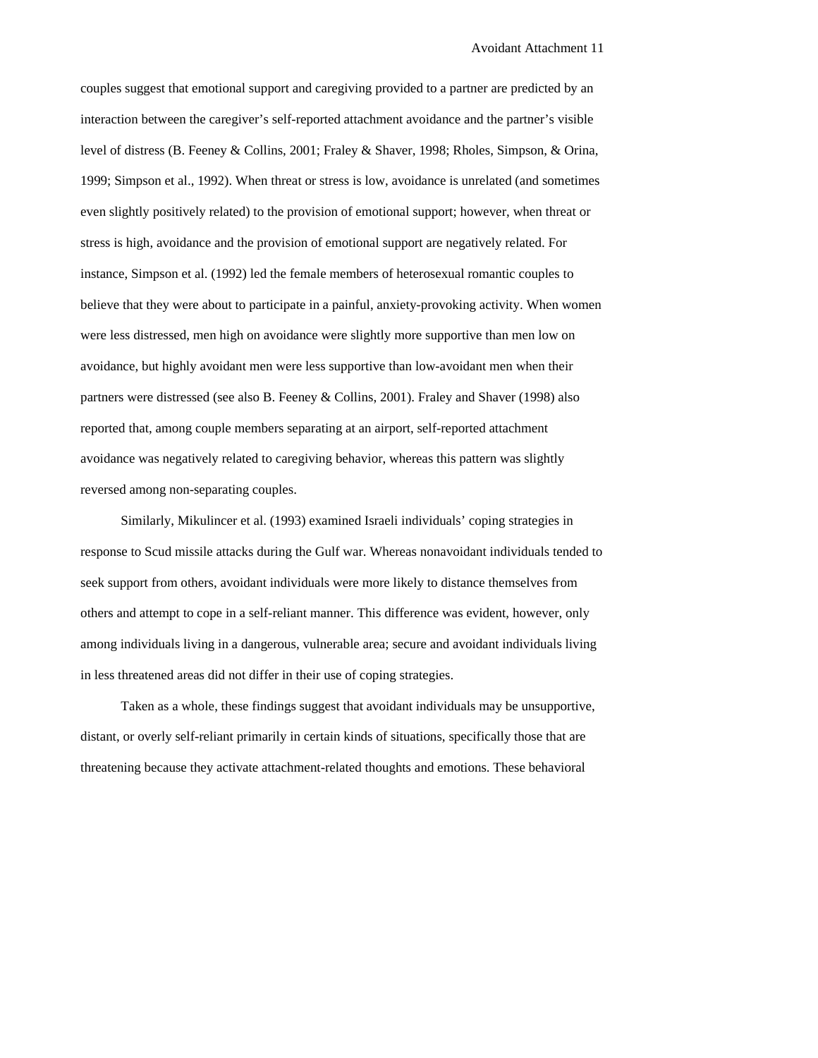couples suggest that emotional support and caregiving provided to a partner are predicted by an interaction between the caregiver's self-reported attachment avoidance and the partner's visible level of distress (B. Feeney & Collins, 2001; Fraley & Shaver, 1998; Rholes, Simpson, & Orina, 1999; Simpson et al., 1992). When threat or stress is low, avoidance is unrelated (and sometimes even slightly positively related) to the provision of emotional support; however, when threat or stress is high, avoidance and the provision of emotional support are negatively related. For instance, Simpson et al. (1992) led the female members of heterosexual romantic couples to believe that they were about to participate in a painful, anxiety-provoking activity. When women were less distressed, men high on avoidance were slightly more supportive than men low on avoidance, but highly avoidant men were less supportive than low-avoidant men when their partners were distressed (see also B. Feeney & Collins, 2001). Fraley and Shaver (1998) also reported that, among couple members separating at an airport, self-reported attachment avoidance was negatively related to caregiving behavior, whereas this pattern was slightly reversed among non-separating couples.

Similarly, Mikulincer et al. (1993) examined Israeli individuals' coping strategies in response to Scud missile attacks during the Gulf war. Whereas nonavoidant individuals tended to seek support from others, avoidant individuals were more likely to distance themselves from others and attempt to cope in a self-reliant manner. This difference was evident, however, only among individuals living in a dangerous, vulnerable area; secure and avoidant individuals living in less threatened areas did not differ in their use of coping strategies.

Taken as a whole, these findings suggest that avoidant individuals may be unsupportive, distant, or overly self-reliant primarily in certain kinds of situations, specifically those that are threatening because they activate attachment-related thoughts and emotions. These behavioral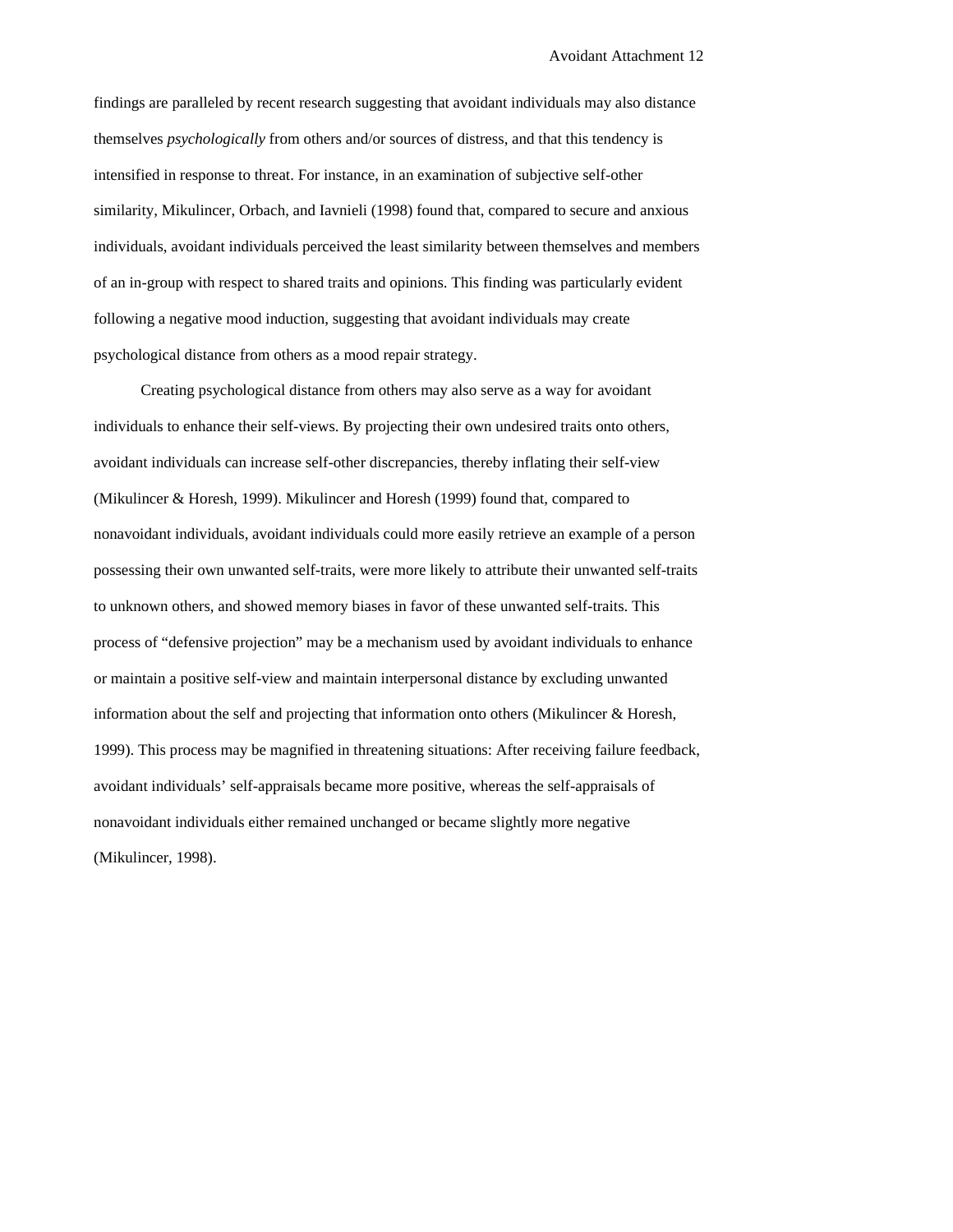findings are paralleled by recent research suggesting that avoidant individuals may also distance themselves *psychologically* from others and/or sources of distress, and that this tendency is intensified in response to threat. For instance, in an examination of subjective self-other similarity, Mikulincer, Orbach, and Iavnieli (1998) found that, compared to secure and anxious individuals, avoidant individuals perceived the least similarity between themselves and members of an in-group with respect to shared traits and opinions. This finding was particularly evident following a negative mood induction, suggesting that avoidant individuals may create psychological distance from others as a mood repair strategy.

Creating psychological distance from others may also serve as a way for avoidant individuals to enhance their self-views. By projecting their own undesired traits onto others, avoidant individuals can increase self-other discrepancies, thereby inflating their self-view (Mikulincer & Horesh, 1999). Mikulincer and Horesh (1999) found that, compared to nonavoidant individuals, avoidant individuals could more easily retrieve an example of a person possessing their own unwanted self-traits, were more likely to attribute their unwanted self-traits to unknown others, and showed memory biases in favor of these unwanted self-traits. This process of "defensive projection" may be a mechanism used by avoidant individuals to enhance or maintain a positive self-view and maintain interpersonal distance by excluding unwanted information about the self and projecting that information onto others (Mikulincer & Horesh, 1999). This process may be magnified in threatening situations: After receiving failure feedback, avoidant individuals' self-appraisals became more positive, whereas the self-appraisals of nonavoidant individuals either remained unchanged or became slightly more negative (Mikulincer, 1998).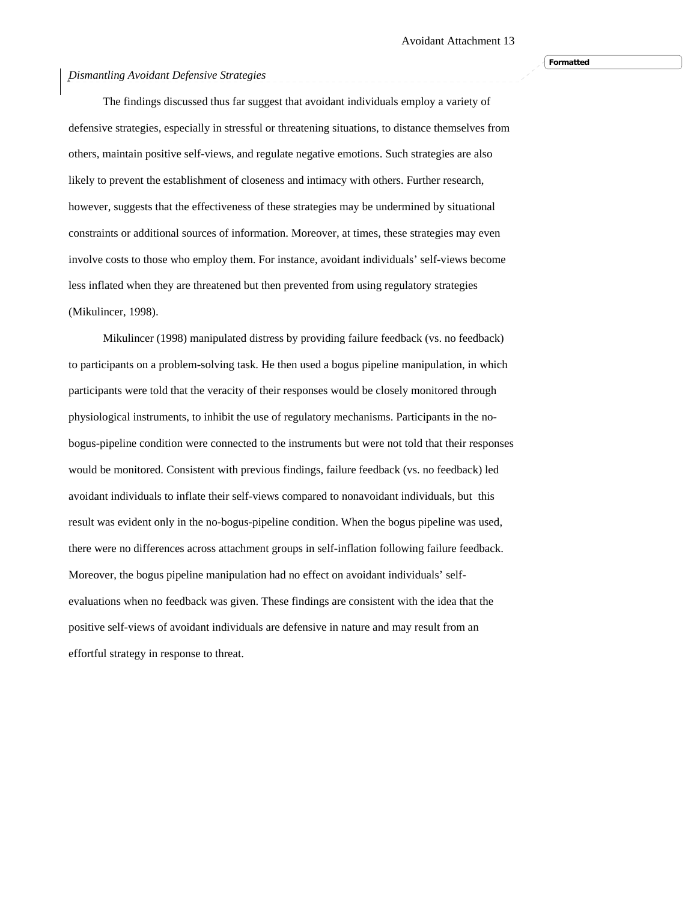*Dismantling Avoidant Defensive Strategies*

The findings discussed thus far suggest that avoidant individuals employ a variety of defensive strategies, especially in stressful or threatening situations, to distance themselves from others, maintain positive self-views, and regulate negative emotions. Such strategies are also likely to prevent the establishment of closeness and intimacy with others. Further research, however, suggests that the effectiveness of these strategies may be undermined by situational constraints or additional sources of information. Moreover, at times, these strategies may even involve costs to those who employ them. For instance, avoidant individuals' self-views become less inflated when they are threatened but then prevented from using regulatory strategies (Mikulincer, 1998).

Mikulincer (1998) manipulated distress by providing failure feedback (vs. no feedback) to participants on a problem-solving task. He then used a bogus pipeline manipulation, in which participants were told that the veracity of their responses would be closely monitored through physiological instruments, to inhibit the use of regulatory mechanisms. Participants in the no-bogus-pipeline condition were connected to the instruments but were not told that their responses would be monitored. Consistent with previous findings, failure feedback (vs. no feedback) led avoidant individuals to inflate their self-views compared to nonavoidant individuals, but this result was evident only in the no-bogus-pipeline condition. When the bogus pipeline was used, there were no differences across attachment groups in self-inflation following failure feedback. Moreover, the bogus pipeline manipulation had no effect on avoidant individuals' self-evaluations when no feedback was given. These findings are consistent with the idea that the positive self-views of avoidant individuals are defensive in nature and may result from an effortful strategy in response to threat.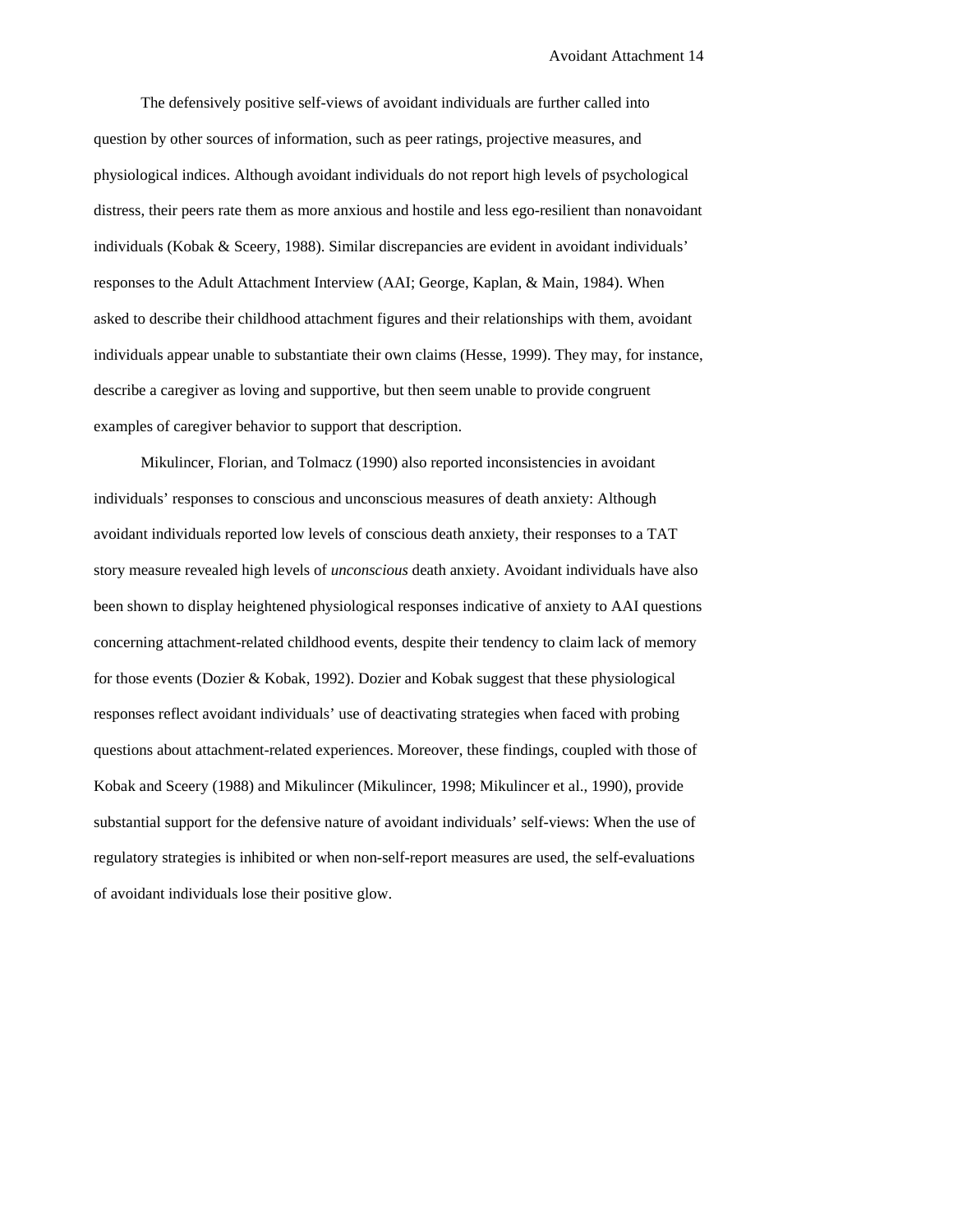The defensively positive self-views of avoidant individuals are further called into question by other sources of information, such as peer ratings, projective measures, and physiological indices. Although avoidant individuals do not report high levels of psychological distress, their peers rate them as more anxious and hostile and less ego-resilient than nonavoidant individuals (Kobak & Sceery, 1988). Similar discrepancies are evident in avoidant individuals' responses to the Adult Attachment Interview (AAI; George, Kaplan, & Main, 1984). When asked to describe their childhood attachment figures and their relationships with them, avoidant individuals appear unable to substantiate their own claims (Hesse, 1999). They may, for instance, describe a caregiver as loving and supportive, but then seem unable to provide congruent examples of caregiver behavior to support that description.

Mikulincer, Florian, and Tolmacz (1990) also reported inconsistencies in avoidant individuals' responses to conscious and unconscious measures of death anxiety: Although avoidant individuals reported low levels of conscious death anxiety, their responses to a TAT story measure revealed high levels of *unconscious* death anxiety. Avoidant individuals have also been shown to display heightened physiological responses indicative of anxiety to AAI questions concerning attachment-related childhood events, despite their tendency to claim lack of memory for those events (Dozier & Kobak, 1992). Dozier and Kobak suggest that these physiological responses reflect avoidant individuals' use of deactivating strategies when faced with probing questions about attachment-related experiences. Moreover, these findings, coupled with those of Kobak and Sceery (1988) and Mikulincer (Mikulincer, 1998; Mikulincer et al., 1990), provide substantial support for the defensive nature of avoidant individuals' self-views: When the use of regulatory strategies is inhibited or when non-self-report measures are used, the self-evaluations of avoidant individuals lose their positive glow.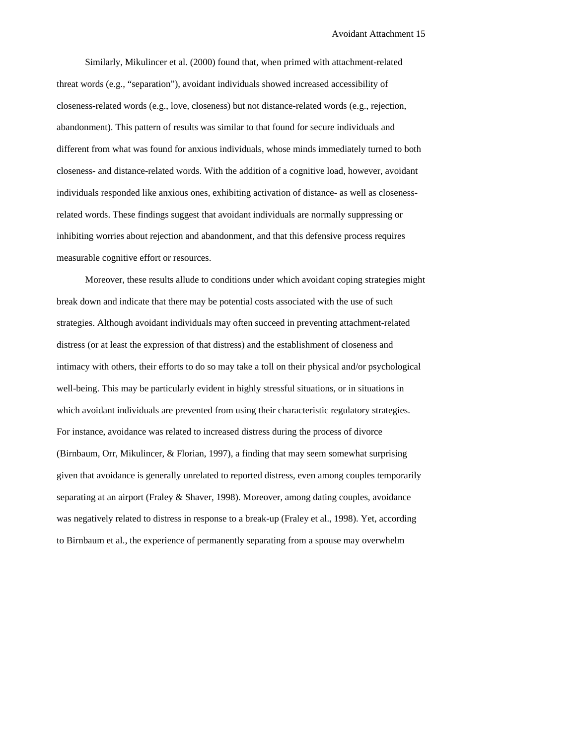Similarly, Mikulincer et al. (2000) found that, when primed with attachment-related threat words (e.g., "separation"), avoidant individuals showed increased accessibility of closeness-related words (e.g., love, closeness) but not distance-related words (e.g., rejection, abandonment). This pattern of results was similar to that found for secure individuals and different from what was found for anxious individuals, whose minds immediately turned to both closeness- and distance-related words. With the addition of a cognitive load, however, avoidant individuals responded like anxious ones, exhibiting activation of distance- as well as closeness-related words. These findings suggest that avoidant individuals are normally suppressing or inhibiting worries about rejection and abandonment, and that this defensive process requires measurable cognitive effort or resources.

Moreover, these results allude to conditions under which avoidant coping strategies might break down and indicate that there may be potential costs associated with the use of such strategies. Although avoidant individuals may often succeed in preventing attachment-related distress (or at least the expression of that distress) and the establishment of closeness and intimacy with others, their efforts to do so may take a toll on their physical and/or psychological well-being. This may be particularly evident in highly stressful situations, or in situations in which avoidant individuals are prevented from using their characteristic regulatory strategies. For instance, avoidance was related to increased distress during the process of divorce (Birnbaum, Orr, Mikulincer, & Florian, 1997), a finding that may seem somewhat surprising given that avoidance is generally unrelated to reported distress, even among couples temporarily separating at an airport (Fraley & Shaver, 1998). Moreover, among dating couples, avoidance was negatively related to distress in response to a break-up (Fraley et al., 1998). Yet, according to Birnbaum et al., the experience of permanently separating from a spouse may overwhelm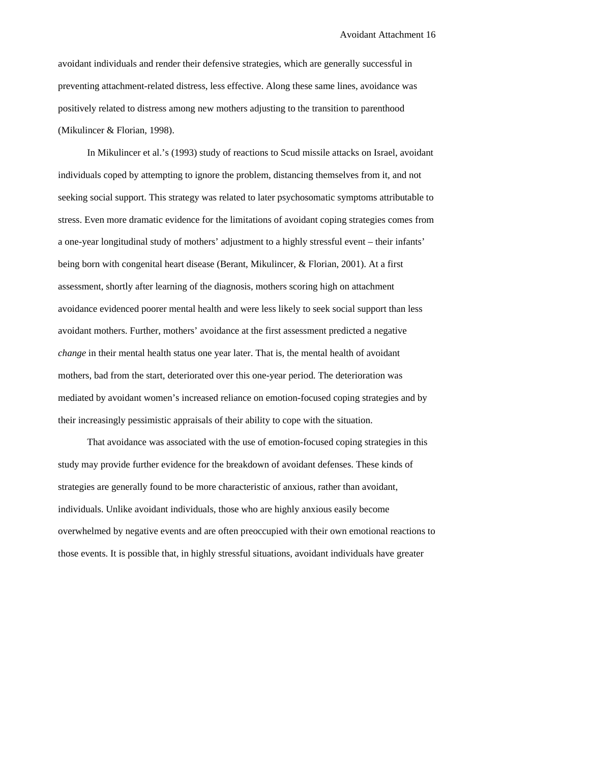avoidant individuals and render their defensive strategies, which are generally successful in preventing attachment-related distress, less effective. Along these same lines, avoidance was positively related to distress among new mothers adjusting to the transition to parenthood (Mikulincer & Florian, 1998).

In Mikulincer et al.'s (1993) study of reactions to Scud missile attacks on Israel, avoidant individuals coped by attempting to ignore the problem, distancing themselves from it, and not seeking social support. This strategy was related to later psychosomatic symptoms attributable to stress. Even more dramatic evidence for the limitations of avoidant coping strategies comes from a one-year longitudinal study of mothers' adjustment to a highly stressful event – their infants' being born with congenital heart disease (Berant, Mikulincer, & Florian, 2001). At a first assessment, shortly after learning of the diagnosis, mothers scoring high on attachment avoidance evidenced poorer mental health and were less likely to seek social support than less avoidant mothers. Further, mothers' avoidance at the first assessment predicted a negative *change* in their mental health status one year later. That is, the mental health of avoidant mothers, bad from the start, deteriorated over this one-year period. The deterioration was mediated by avoidant women's increased reliance on emotion-focused coping strategies and by their increasingly pessimistic appraisals of their ability to cope with the situation.

That avoidance was associated with the use of emotion-focused coping strategies in this study may provide further evidence for the breakdown of avoidant defenses. These kinds of strategies are generally found to be more characteristic of anxious, rather than avoidant, individuals. Unlike avoidant individuals, those who are highly anxious easily become overwhelmed by negative events and are often preoccupied with their own emotional reactions to those events. It is possible that, in highly stressful situations, avoidant individuals have greater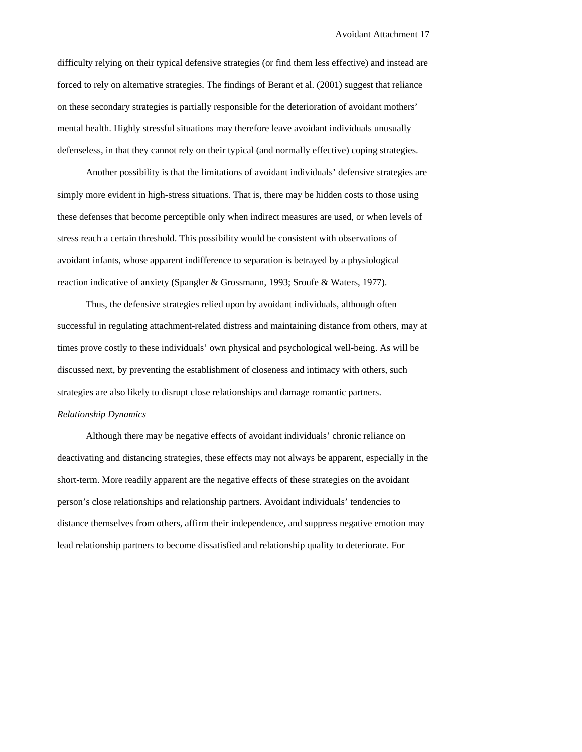difficulty relying on their typical defensive strategies (or find them less effective) and instead are forced to rely on alternative strategies. The findings of Berant et al. (2001) suggest that reliance on these secondary strategies is partially responsible for the deterioration of avoidant mothers' mental health. Highly stressful situations may therefore leave avoidant individuals unusually defenseless, in that they cannot rely on their typical (and normally effective) coping strategies.

Another possibility is that the limitations of avoidant individuals' defensive strategies are simply more evident in high-stress situations. That is, there may be hidden costs to those using these defenses that become perceptible only when indirect measures are used, or when levels of stress reach a certain threshold. This possibility would be consistent with observations of avoidant infants, whose apparent indifference to separation is betrayed by a physiological reaction indicative of anxiety (Spangler & Grossmann, 1993; Sroufe & Waters, 1977).

Thus, the defensive strategies relied upon by avoidant individuals, although often successful in regulating attachment-related distress and maintaining distance from others, may at times prove costly to these individuals' own physical and psychological well-being. As will be discussed next, by preventing the establishment of closeness and intimacy with others, such strategies are also likely to disrupt close relationships and damage romantic partners.

*Relationship Dynamics*

Although there may be negative effects of avoidant individuals' chronic reliance on deactivating and distancing strategies, these effects may not always be apparent, especially in the short-term. More readily apparent are the negative effects of these strategies on the avoidant person's close relationships and relationship partners. Avoidant individuals' tendencies to distance themselves from others, affirm their independence, and suppress negative emotion may lead relationship partners to become dissatisfied and relationship quality to deteriorate. For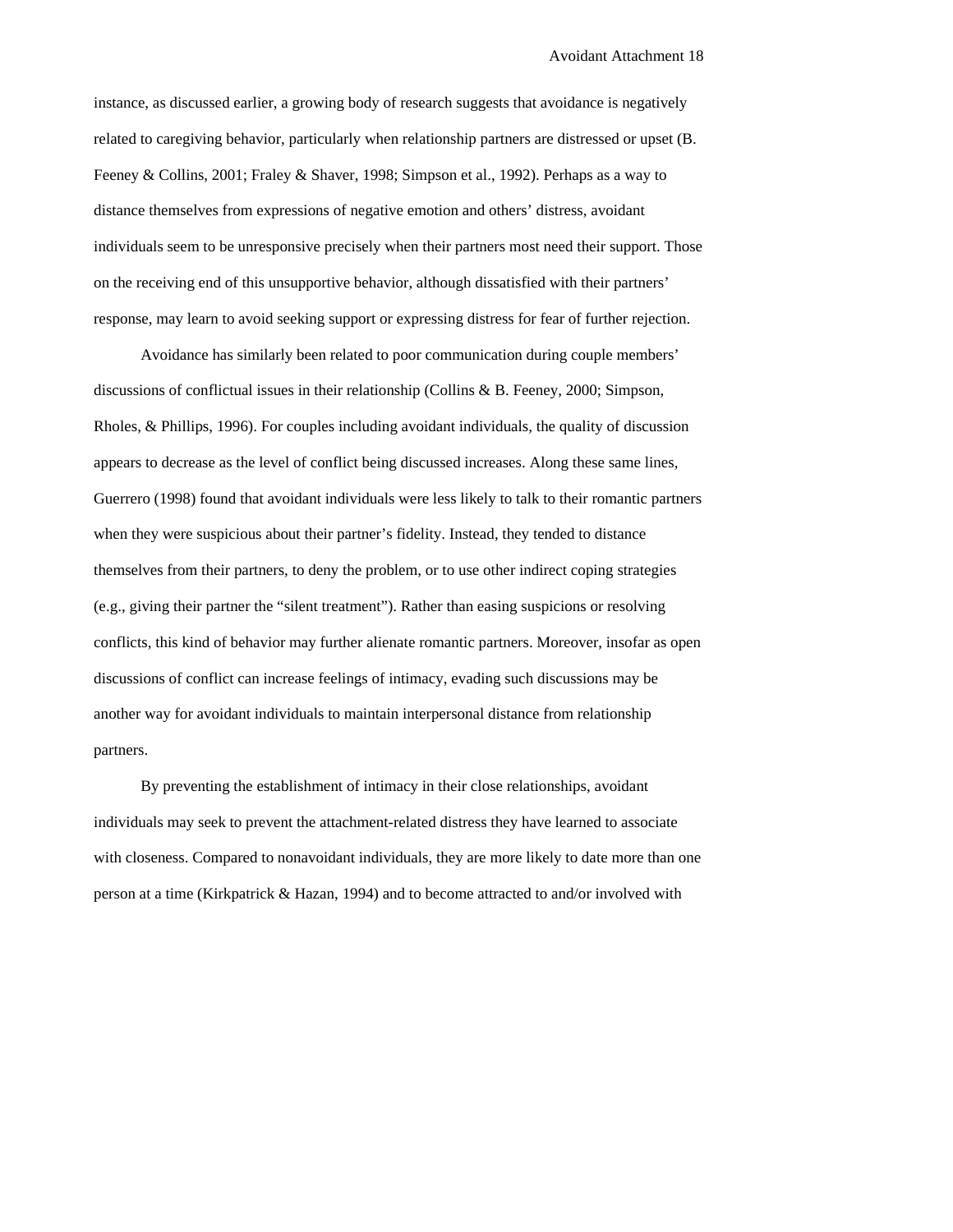instance, as discussed earlier, a growing body of research suggests that avoidance is negatively related to caregiving behavior, particularly when relationship partners are distressed or upset (B. Feeney & Collins, 2001; Fraley & Shaver, 1998; Simpson et al., 1992). Perhaps as a way to distance themselves from expressions of negative emotion and others' distress, avoidant individuals seem to be unresponsive precisely when their partners most need their support. Those on the receiving end of this unsupportive behavior, although dissatisfied with their partners' response, may learn to avoid seeking support or expressing distress for fear of further rejection.

Avoidance has similarly been related to poor communication during couple members' discussions of conflictual issues in their relationship (Collins & B. Feeney, 2000; Simpson, Rholes, & Phillips, 1996). For couples including avoidant individuals, the quality of discussion appears to decrease as the level of conflict being discussed increases. Along these same lines, Guerrero (1998) found that avoidant individuals were less likely to talk to their romantic partners when they were suspicious about their partner's fidelity. Instead, they tended to distance themselves from their partners, to deny the problem, or to use other indirect coping strategies (e.g., giving their partner the "silent treatment"). Rather than easing suspicions or resolving conflicts, this kind of behavior may further alienate romantic partners. Moreover, insofar as open discussions of conflict can increase feelings of intimacy, evading such discussions may be another way for avoidant individuals to maintain interpersonal distance from relationship partners.

By preventing the establishment of intimacy in their close relationships, avoidant individuals may seek to prevent the attachment-related distress they have learned to associate with closeness. Compared to nonavoidant individuals, they are more likely to date more than one person at a time (Kirkpatrick & Hazan, 1994) and to become attracted to and/or involved with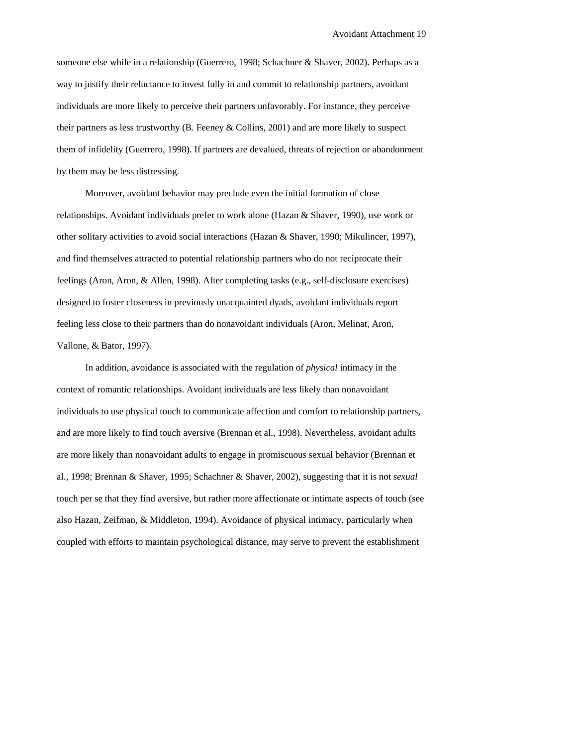someone else while in a relationship (Guerrero, 1998; Schachner & Shaver, 2002). Perhaps as a way to justify their reluctance to invest fully in and commit to relationship partners, avoidant individuals are more likely to perceive their partners unfavorably. For instance, they perceive their partners as less trustworthy (B. Feeney & Collins, 2001) and are more likely to suspect them of infidelity (Guerrero, 1998). If partners are devalued, threats of rejection or abandonment by them may be less distressing.

Moreover, avoidant behavior may preclude even the initial formation of close relationships. Avoidant individuals prefer to work alone (Hazan & Shaver, 1990), use work or other solitary activities to avoid social interactions (Hazan & Shaver, 1990; Mikulincer, 1997), and find themselves attracted to potential relationship partners who do not reciprocate their feelings (Aron, Aron, & Allen, 1998). After completing tasks (e.g., self-disclosure exercises) designed to foster closeness in previously unacquainted dyads, avoidant individuals report feeling less close to their partners than do nonavoidant individuals (Aron, Melinat, Aron, Vallone, & Bator, 1997).

In addition, avoidance is associated with the regulation of *physical* intimacy in the context of romantic relationships. Avoidant individuals are less likely than nonavoidant individuals to use physical touch to communicate affection and comfort to relationship partners, and are more likely to find touch aversive (Brennan et al., 1998). Nevertheless, avoidant adults are more likely than nonavoidant adults to engage in promiscuous sexual behavior (Brennan et al., 1998; Brennan & Shaver, 1995; Schachner & Shaver, 2002), suggesting that it is not *sexual* touch per se that they find aversive, but rather more affectionate or intimate aspects of touch (see also Hazan, Zeifman, & Middleton, 1994). Avoidance of physical intimacy, particularly when coupled with efforts to maintain psychological distance, may serve to prevent the establishment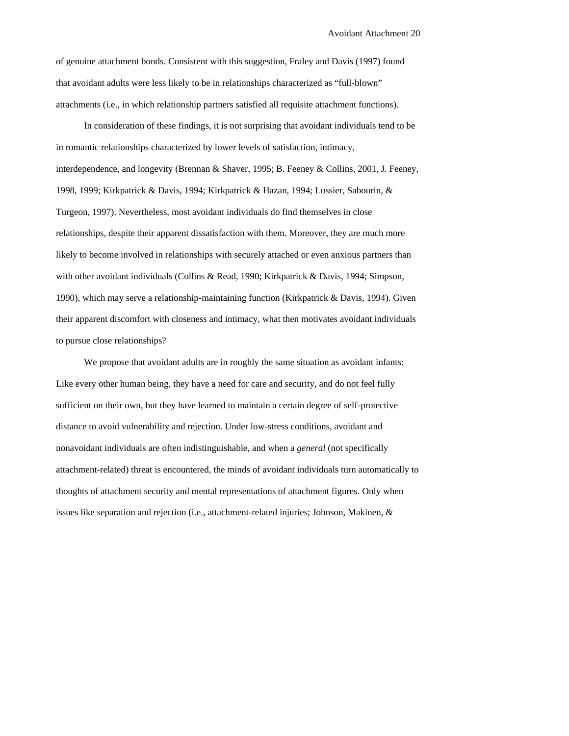of genuine attachment bonds. Consistent with this suggestion, Fraley and Davis (1997) found that avoidant adults were less likely to be in relationships characterized as "full-blown" attachments (i.e., in which relationship partners satisfied all requisite attachment functions).

In consideration of these findings, it is not surprising that avoidant individuals tend to be in romantic relationships characterized by lower levels of satisfaction, intimacy, interdependence, and longevity (Brennan & Shaver, 1995; B. Feeney & Collins, 2001, J. Feeney, 1998, 1999; Kirkpatrick & Davis, 1994; Kirkpatrick & Hazan, 1994; Lussier, Sabourin, & Turgeon, 1997). Nevertheless, most avoidant individuals do find themselves in close relationships, despite their apparent dissatisfaction with them. Moreover, they are much more likely to become involved in relationships with securely attached or even anxious partners than with other avoidant individuals (Collins & Read, 1990; Kirkpatrick & Davis, 1994; Simpson, 1990), which may serve a relationship-maintaining function (Kirkpatrick & Davis, 1994). Given their apparent discomfort with closeness and intimacy, what then motivates avoidant individuals to pursue close relationships?

We propose that avoidant adults are in roughly the same situation as avoidant infants: Like every other human being, they have a need for care and security, and do not feel fully sufficient on their own, but they have learned to maintain a certain degree of self-protective distance to avoid vulnerability and rejection. Under low-stress conditions, avoidant and nonavoidant individuals are often indistinguishable, and when a *general* (not specifically attachment-related) threat is encountered, the minds of avoidant individuals turn automatically to thoughts of attachment security and mental representations of attachment figures. Only when issues like separation and rejection (i.e., attachment-related injuries; Johnson, Makinen, &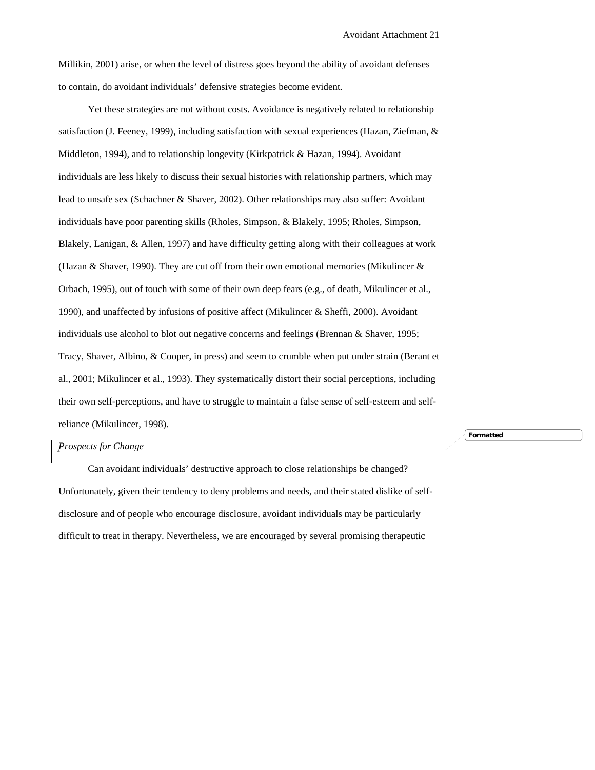Millikin, 2001) arise, or when the level of distress goes beyond the ability of avoidant defenses to contain, do avoidant individuals' defensive strategies become evident.

Yet these strategies are not without costs. Avoidance is negatively related to relationship satisfaction (J. Feeney, 1999), including satisfaction with sexual experiences (Hazan, Ziefman, & Middleton, 1994), and to relationship longevity (Kirkpatrick & Hazan, 1994). Avoidant individuals are less likely to discuss their sexual histories with relationship partners, which may lead to unsafe sex (Schachner & Shaver, 2002). Other relationships may also suffer: Avoidant individuals have poor parenting skills (Rholes, Simpson, & Blakely, 1995; Rholes, Simpson, Blakely, Lanigan, & Allen, 1997) and have difficulty getting along with their colleagues at work (Hazan & Shaver, 1990). They are cut off from their own emotional memories (Mikulincer & Orbach, 1995), out of touch with some of their own deep fears (e.g., of death, Mikulincer et al., 1990), and unaffected by infusions of positive affect (Mikulincer & Sheffi, 2000). Avoidant individuals use alcohol to blot out negative concerns and feelings (Brennan & Shaver, 1995; Tracy, Shaver, Albino, & Cooper, in press) and seem to crumble when put under strain (Berant et al., 2001; Mikulincer et al., 1993). They systematically distort their social perceptions, including their own self-perceptions, and have to struggle to maintain a false sense of self-esteem and self-reliance (Mikulincer, 1998).

*Prospects for Change*

Can avoidant individuals' destructive approach to close relationships be changed? Unfortunately, given their tendency to deny problems and needs, and their stated dislike of self-disclosure and of people who encourage disclosure, avoidant individuals may be particularly difficult to treat in therapy. Nevertheless, we are encouraged by several promising therapeutic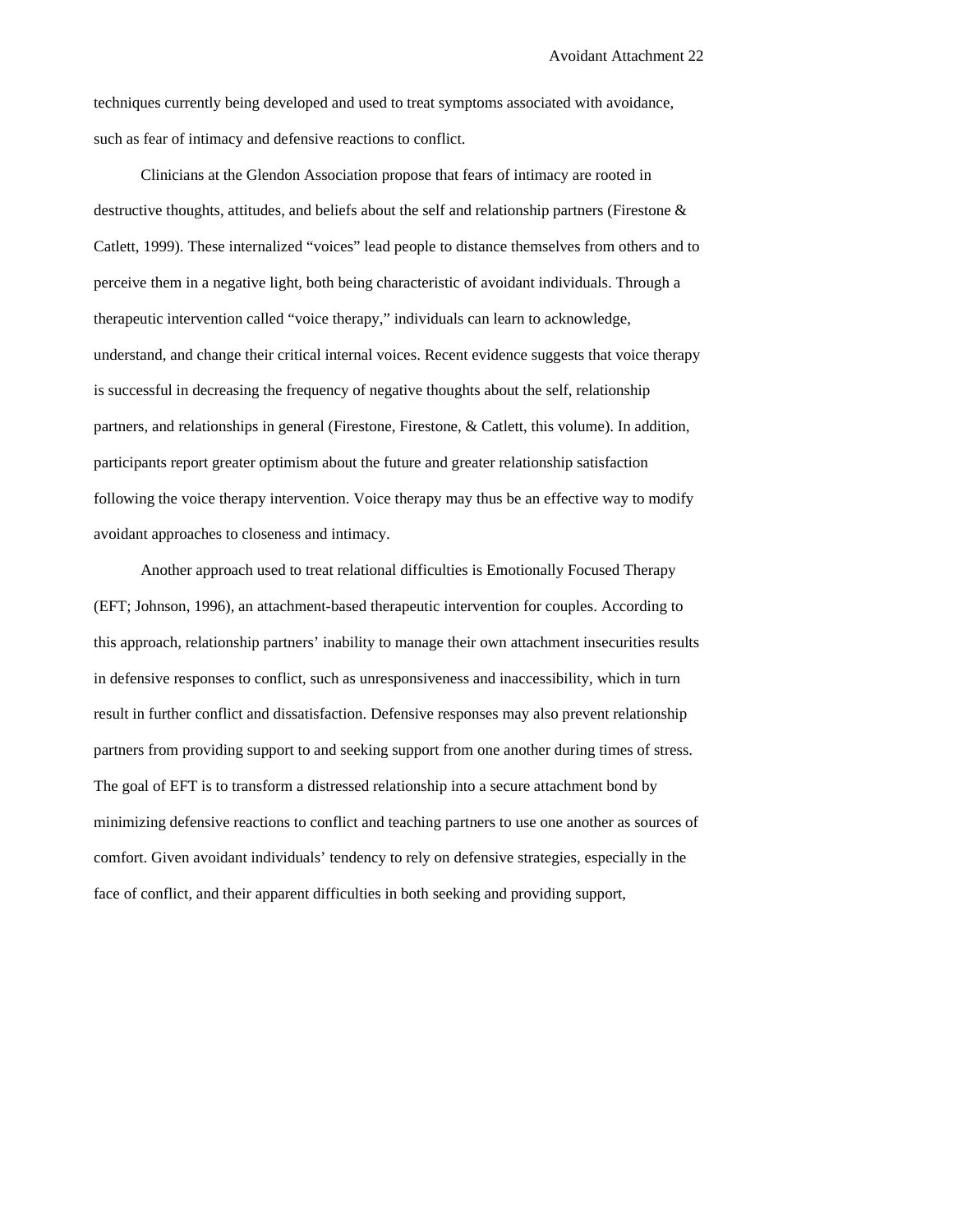techniques currently being developed and used to treat symptoms associated with avoidance, such as fear of intimacy and defensive reactions to conflict.

Clinicians at the Glendon Association propose that fears of intimacy are rooted in destructive thoughts, attitudes, and beliefs about the self and relationship partners (Firestone & Catlett, 1999). These internalized "voices" lead people to distance themselves from others and to perceive them in a negative light, both being characteristic of avoidant individuals. Through a therapeutic intervention called "voice therapy," individuals can learn to acknowledge, understand, and change their critical internal voices. Recent evidence suggests that voice therapy is successful in decreasing the frequency of negative thoughts about the self, relationship partners, and relationships in general (Firestone, Firestone, & Catlett, this volume). In addition, participants report greater optimism about the future and greater relationship satisfaction following the voice therapy intervention. Voice therapy may thus be an effective way to modify avoidant approaches to closeness and intimacy.

Another approach used to treat relational difficulties is Emotionally Focused Therapy (EFT; Johnson, 1996), an attachment-based therapeutic intervention for couples. According to this approach, relationship partners' inability to manage their own attachment insecurities results in defensive responses to conflict, such as unresponsiveness and inaccessibility, which in turn result in further conflict and dissatisfaction. Defensive responses may also prevent relationship partners from providing support to and seeking support from one another during times of stress. The goal of EFT is to transform a distressed relationship into a secure attachment bond by minimizing defensive reactions to conflict and teaching partners to use one another as sources of comfort. Given avoidant individuals' tendency to rely on defensive strategies, especially in the face of conflict, and their apparent difficulties in both seeking and providing support,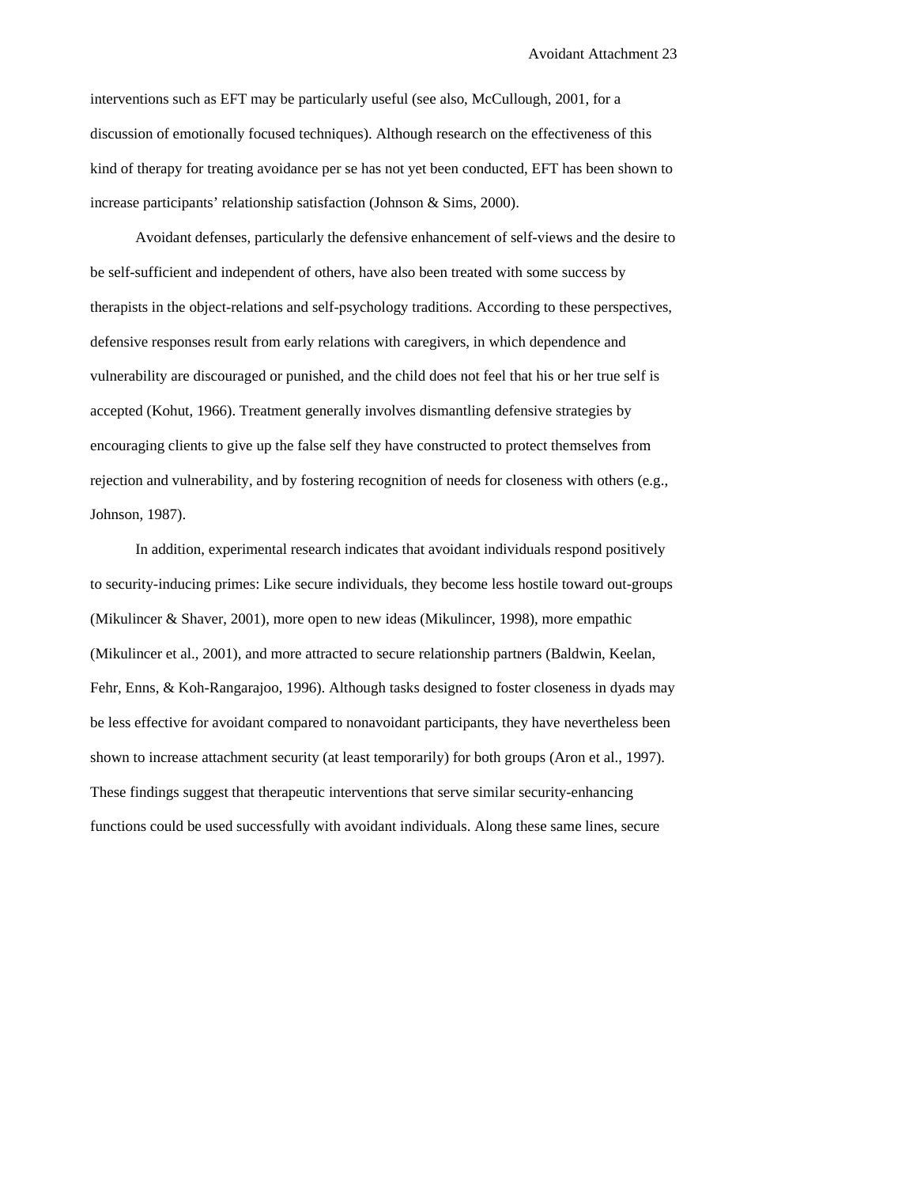interventions such as EFT may be particularly useful (see also, McCullough, 2001, for a discussion of emotionally focused techniques). Although research on the effectiveness of this kind of therapy for treating avoidance per se has not yet been conducted, EFT has been shown to increase participants' relationship satisfaction (Johnson & Sims, 2000).

Avoidant defenses, particularly the defensive enhancement of self-views and the desire to be self-sufficient and independent of others, have also been treated with some success by therapists in the object-relations and self-psychology traditions. According to these perspectives, defensive responses result from early relations with caregivers, in which dependence and vulnerability are discouraged or punished, and the child does not feel that his or her true self is accepted (Kohut, 1966). Treatment generally involves dismantling defensive strategies by encouraging clients to give up the false self they have constructed to protect themselves from rejection and vulnerability, and by fostering recognition of needs for closeness with others (e.g., Johnson, 1987).

In addition, experimental research indicates that avoidant individuals respond positively to security-inducing primes: Like secure individuals, they become less hostile toward out-groups (Mikulincer & Shaver, 2001), more open to new ideas (Mikulincer, 1998), more empathic (Mikulincer et al., 2001), and more attracted to secure relationship partners (Baldwin, Keelan, Fehr, Enns, & Koh-Rangarajoo, 1996). Although tasks designed to foster closeness in dyads may be less effective for avoidant compared to nonavoidant participants, they have nevertheless been shown to increase attachment security (at least temporarily) for both groups (Aron et al., 1997). These findings suggest that therapeutic interventions that serve similar security-enhancing functions could be used successfully with avoidant individuals. Along these same lines, secure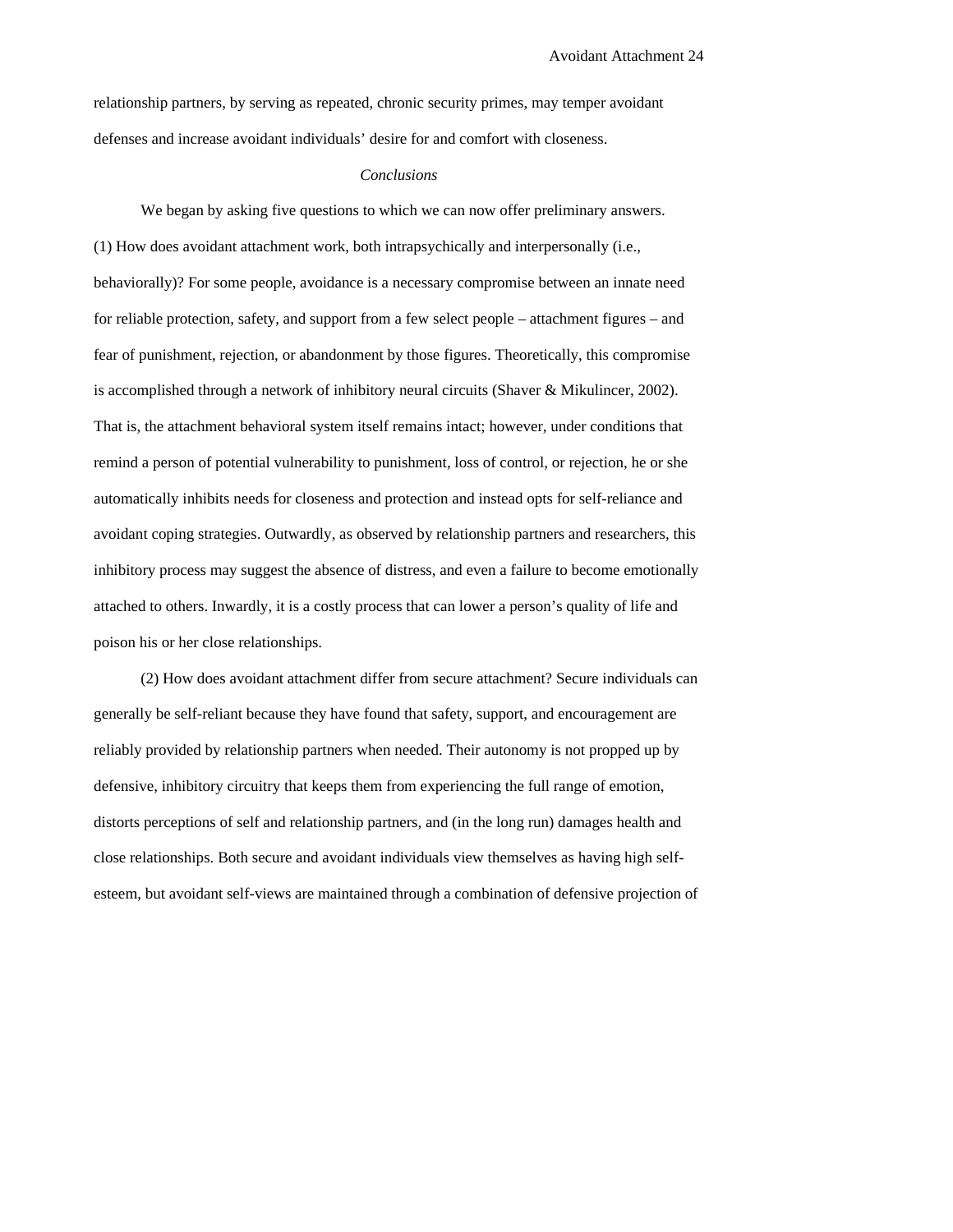relationship partners, by serving as repeated, chronic security primes, may temper avoidant defenses and increase avoidant individuals' desire for and comfort with closeness.

## *Conclusions*

We began by asking five questions to which we can now offer preliminary answers. (1) How does avoidant attachment work, both intrapsychically and interpersonally (i.e., behaviorally)? For some people, avoidance is a necessary compromise between an innate need for reliable protection, safety, and support from a few select people – attachment figures – and fear of punishment, rejection, or abandonment by those figures. Theoretically, this compromise is accomplished through a network of inhibitory neural circuits (Shaver & Mikulincer, 2002). That is, the attachment behavioral system itself remains intact; however, under conditions that remind a person of potential vulnerability to punishment, loss of control, or rejection, he or she automatically inhibits needs for closeness and protection and instead opts for self-reliance and avoidant coping strategies. Outwardly, as observed by relationship partners and researchers, this inhibitory process may suggest the absence of distress, and even a failure to become emotionally attached to others. Inwardly, it is a costly process that can lower a person's quality of life and poison his or her close relationships.

(2) How does avoidant attachment differ from secure attachment? Secure individuals can generally be self-reliant because they have found that safety, support, and encouragement are reliably provided by relationship partners when needed. Their autonomy is not propped up by defensive, inhibitory circuitry that keeps them from experiencing the full range of emotion, distorts perceptions of self and relationship partners, and (in the long run) damages health and close relationships. Both secure and avoidant individuals view themselves as having high self-esteem, but avoidant self-views are maintained through a combination of defensive projection of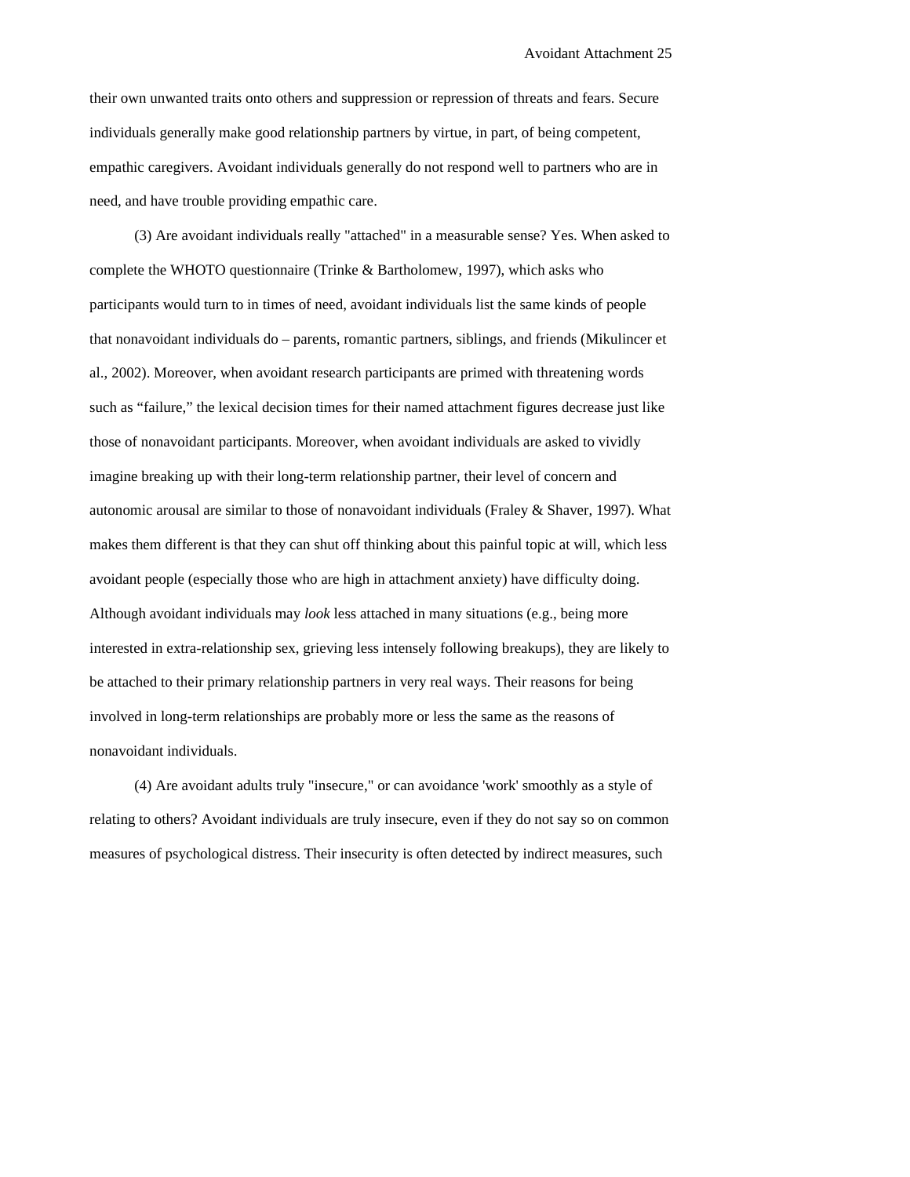their own unwanted traits onto others and suppression or repression of threats and fears. Secure individuals generally make good relationship partners by virtue, in part, of being competent, empathic caregivers. Avoidant individuals generally do not respond well to partners who are in need, and have trouble providing empathic care.

(3) Are avoidant individuals really "attached" in a measurable sense? Yes. When asked to complete the WHOTO questionnaire (Trinke & Bartholomew, 1997), which asks who participants would turn to in times of need, avoidant individuals list the same kinds of people that nonavoidant individuals do – parents, romantic partners, siblings, and friends (Mikulincer et al., 2002). Moreover, when avoidant research participants are primed with threatening words such as “failure,” the lexical decision times for their named attachment figures decrease just like those of nonavoidant participants. Moreover, when avoidant individuals are asked to vividly imagine breaking up with their long-term relationship partner, their level of concern and autonomic arousal are similar to those of nonavoidant individuals (Fraley & Shaver, 1997). What makes them different is that they can shut off thinking about this painful topic at will, which less avoidant people (especially those who are high in attachment anxiety) have difficulty doing. Although avoidant individuals may *look* less attached in many situations (e.g., being more interested in extra-relationship sex, grieving less intensely following breakups), they are likely to be attached to their primary relationship partners in very real ways. Their reasons for being involved in long-term relationships are probably more or less the same as the reasons of nonavoidant individuals.

(4) Are avoidant adults truly "insecure," or can avoidance 'work' smoothly as a style of relating to others? Avoidant individuals are truly insecure, even if they do not say so on common measures of psychological distress. Their insecurity is often detected by indirect measures, such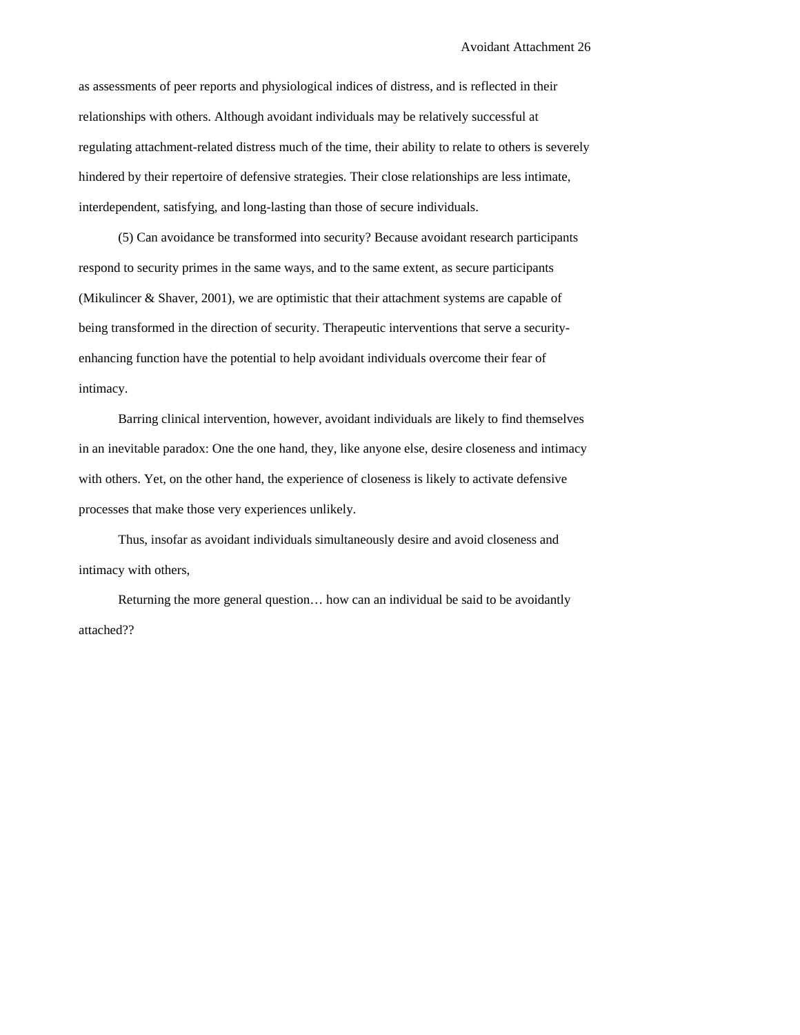as assessments of peer reports and physiological indices of distress, and is reflected in their relationships with others. Although avoidant individuals may be relatively successful at regulating attachment-related distress much of the time, their ability to relate to others is severely hindered by their repertoire of defensive strategies. Their close relationships are less intimate, interdependent, satisfying, and long-lasting than those of secure individuals.

(5) Can avoidance be transformed into security? Because avoidant research participants respond to security primes in the same ways, and to the same extent, as secure participants (Mikulincer & Shaver, 2001), we are optimistic that their attachment systems are capable of being transformed in the direction of security. Therapeutic interventions that serve a security-enhancing function have the potential to help avoidant individuals overcome their fear of intimacy.

Barring clinical intervention, however, avoidant individuals are likely to find themselves in an inevitable paradox: One the one hand, they, like anyone else, desire closeness and intimacy with others. Yet, on the other hand, the experience of closeness is likely to activate defensive processes that make those very experiences unlikely.

Thus, insofar as avoidant individuals simultaneously desire and avoid closeness and intimacy with others,

Returning the more general question… how can an individual be said to be avoidantly attached??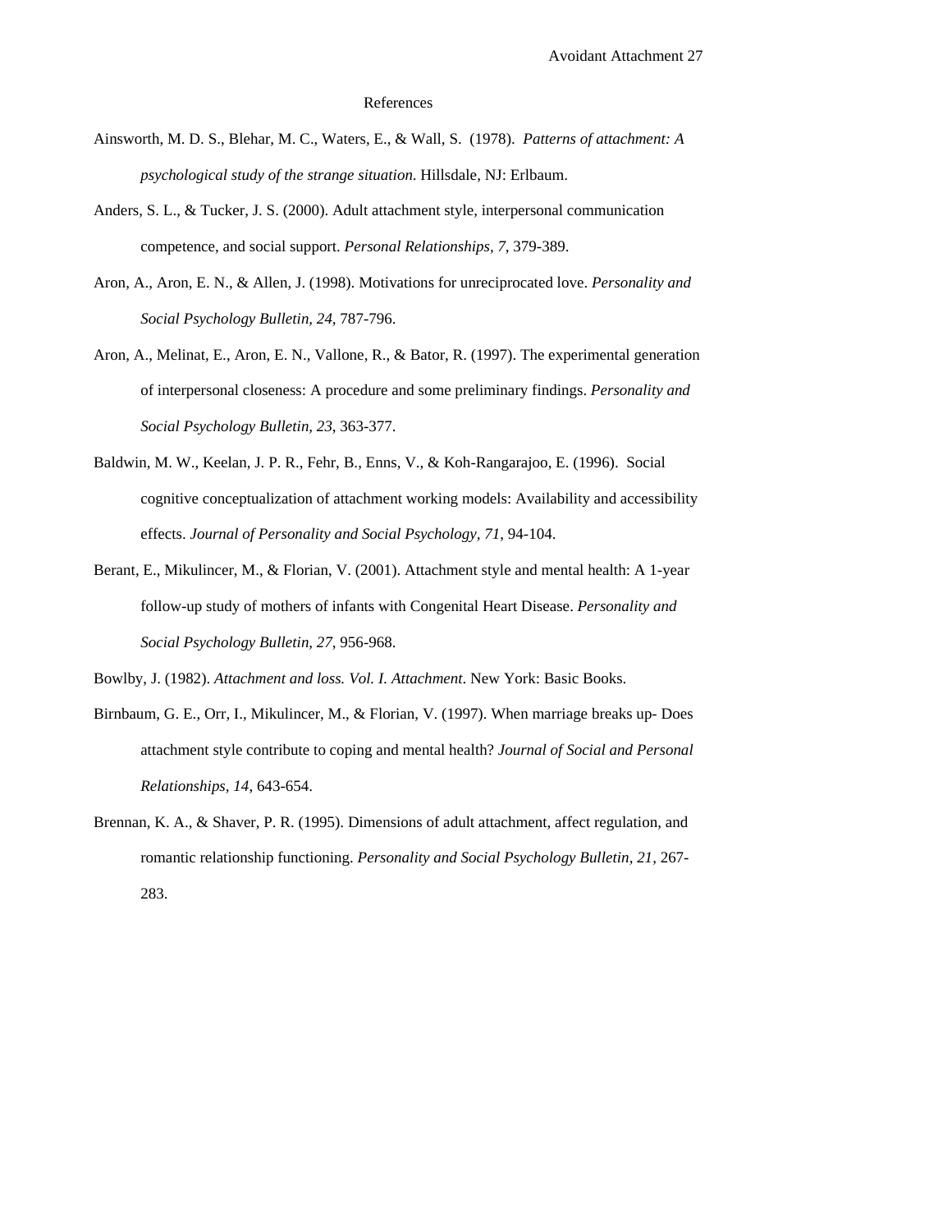# References

Ainsworth, M. D. S., Blehar, M. C., Waters, E., & Wall, S. (1978). *Patterns of attachment: A psychological study of the strange situation*. Hillsdale, NJ: Erlbaum.

Anders, S. L., & Tucker, J. S. (2000). Adult attachment style, interpersonal communication competence, and social support. *Personal Relationships, 7*, 379-389.

Aron, A., Aron, E. N., & Allen, J. (1998). Motivations for unreciprocated love. *Personality and Social Psychology Bulletin, 24*, 787-796.

Aron, A., Melinat, E., Aron, E. N., Vallone, R., & Bator, R. (1997). The experimental generation of interpersonal closeness: A procedure and some preliminary findings. *Personality and Social Psychology Bulletin, 23*, 363-377.

Baldwin, M. W., Keelan, J. P. R., Fehr, B., Enns, V., & Koh-Rangarajoo, E. (1996). Social cognitive conceptualization of attachment working models: Availability and accessibility effects. *Journal of Personality and Social Psychology, 71*, 94-104.

Berant, E., Mikulincer, M., & Florian, V. (2001). Attachment style and mental health: A 1-year follow-up study of mothers of infants with Congenital Heart Disease. *Personality and Social Psychology Bulletin, 27,* 956-968.

Bowlby, J. (1982). *Attachment and loss. Vol. I. Attachment*. New York: Basic Books.

Birnbaum, G. E., Orr, I., Mikulincer, M., & Florian, V. (1997). When marriage breaks up- Does attachment style contribute to coping and mental health? *Journal of Social and Personal Relationships, 14*, 643-654.

Brennan, K. A., & Shaver, P. R. (1995). Dimensions of adult attachment, affect regulation, and romantic relationship functioning. *Personality and Social Psychology Bulletin, 21,* 267-283.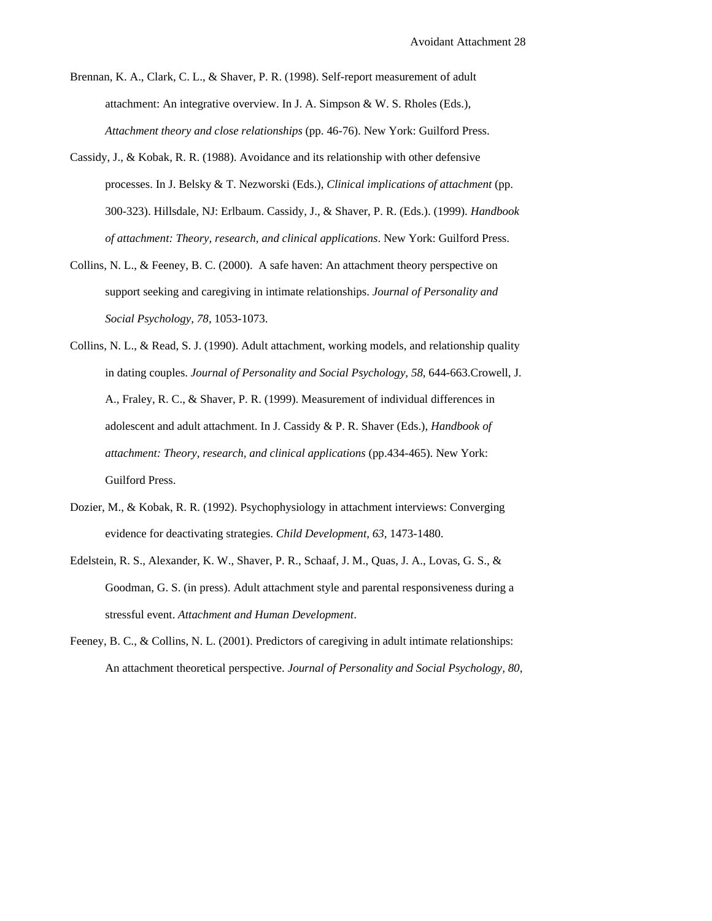Brennan, K. A., Clark, C. L., & Shaver, P. R. (1998). Self-report measurement of adult attachment: An integrative overview. In J. A. Simpson & W. S. Rholes (Eds.), *Attachment theory and close relationships* (pp. 46-76). New York: Guilford Press.

Cassidy, J., & Kobak, R. R. (1988). Avoidance and its relationship with other defensive processes. In J. Belsky & T. Nezworski (Eds.), *Clinical implications of attachment* (pp. 300-323). Hillsdale, NJ: Erlbaum. Cassidy, J., & Shaver, P. R. (Eds.). (1999). *Handbook of attachment: Theory, research, and clinical applications*. New York: Guilford Press.

Collins, N. L., & Feeney, B. C. (2000). A safe haven: An attachment theory perspective on support seeking and caregiving in intimate relationships. *Journal of Personality and Social Psychology, 78*, 1053-1073.

Collins, N. L., & Read, S. J. (1990). Adult attachment, working models, and relationship quality in dating couples. *Journal of Personality and Social Psychology, 58*, 644-663.Crowell, J. A., Fraley, R. C., & Shaver, P. R. (1999). Measurement of individual differences in adolescent and adult attachment. In J. Cassidy & P. R. Shaver (Eds.), *Handbook of attachment: Theory, research, and clinical applications* (pp.434-465). New York: Guilford Press.

Dozier, M., & Kobak, R. R. (1992). Psychophysiology in attachment interviews: Converging evidence for deactivating strategies. *Child Development, 63*, 1473-1480.

Edelstein, R. S., Alexander, K. W., Shaver, P. R., Schaaf, J. M., Quas, J. A., Lovas, G. S., & Goodman, G. S. (in press). Adult attachment style and parental responsiveness during a stressful event. *Attachment and Human Development*.

Feeney, B. C., & Collins, N. L. (2001). Predictors of caregiving in adult intimate relationships: An attachment theoretical perspective. *Journal of Personality and Social Psychology, 80*,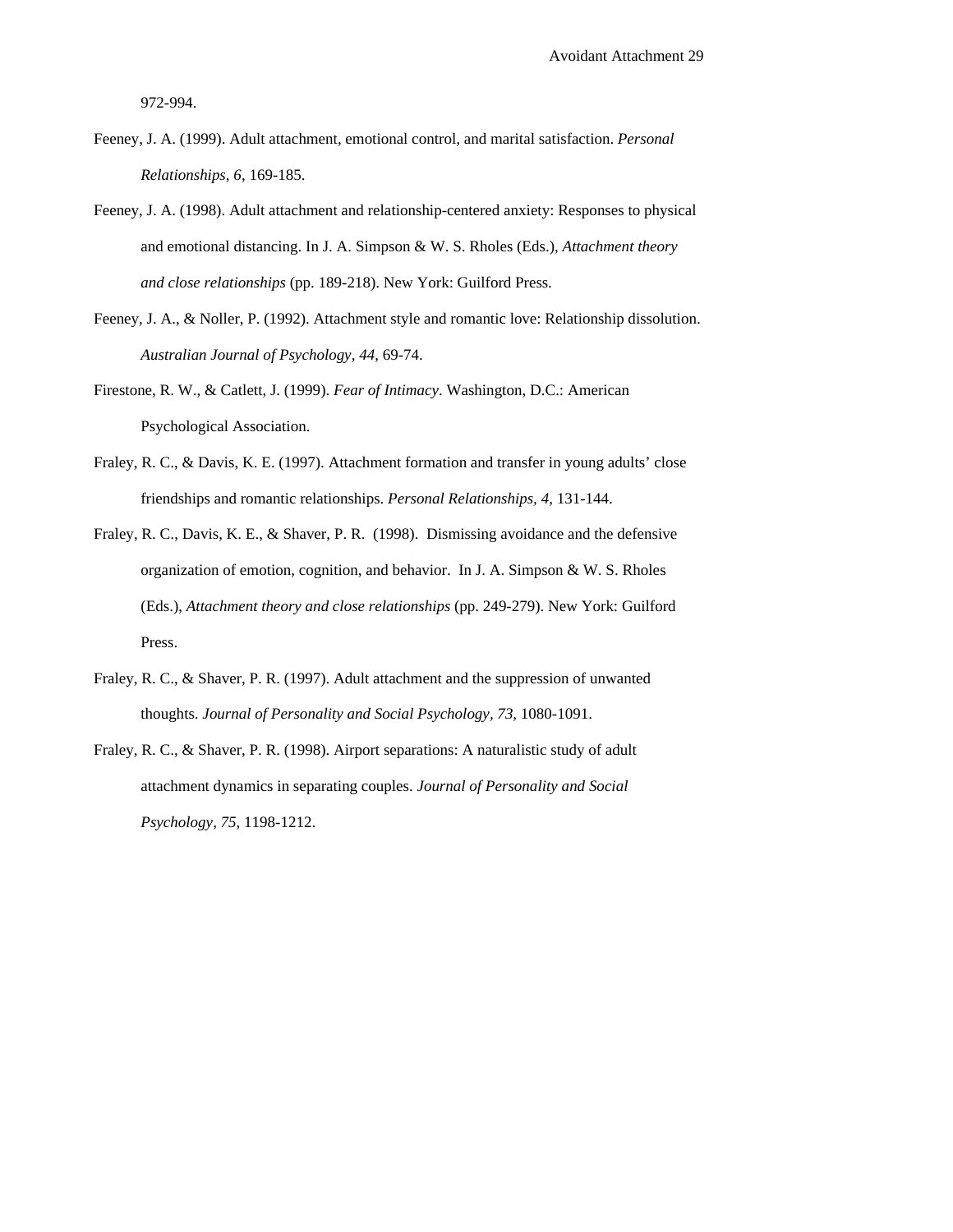972-994.

Feeney, J. A. (1999). Adult attachment, emotional control, and marital satisfaction. *Personal Relationships, 6*, 169-185.

Feeney, J. A. (1998). Adult attachment and relationship-centered anxiety: Responses to physical and emotional distancing. In J. A. Simpson & W. S. Rholes (Eds.), *Attachment theory and close relationships* (pp. 189-218). New York: Guilford Press.

Feeney, J. A., & Noller, P. (1992). Attachment style and romantic love: Relationship dissolution. *Australian Journal of Psychology, 44*, 69-74.

Firestone, R. W., & Catlett, J. (1999). *Fear of Intimacy*. Washington, D.C.: American Psychological Association.

Fraley, R. C., & Davis, K. E. (1997). Attachment formation and transfer in young adults' close friendships and romantic relationships. *Personal Relationships, 4*, 131-144.

Fraley, R. C., Davis, K. E., & Shaver, P. R. (1998). Dismissing avoidance and the defensive organization of emotion, cognition, and behavior. In J. A. Simpson & W. S. Rholes (Eds.), *Attachment theory and close relationships* (pp. 249-279). New York: Guilford Press.

Fraley, R. C., & Shaver, P. R. (1997). Adult attachment and the suppression of unwanted thoughts. *Journal of Personality and Social Psychology, 73*, 1080-1091.

Fraley, R. C., & Shaver, P. R. (1998). Airport separations: A naturalistic study of adult attachment dynamics in separating couples. *Journal of Personality and Social Psychology, 75*, 1198-1212.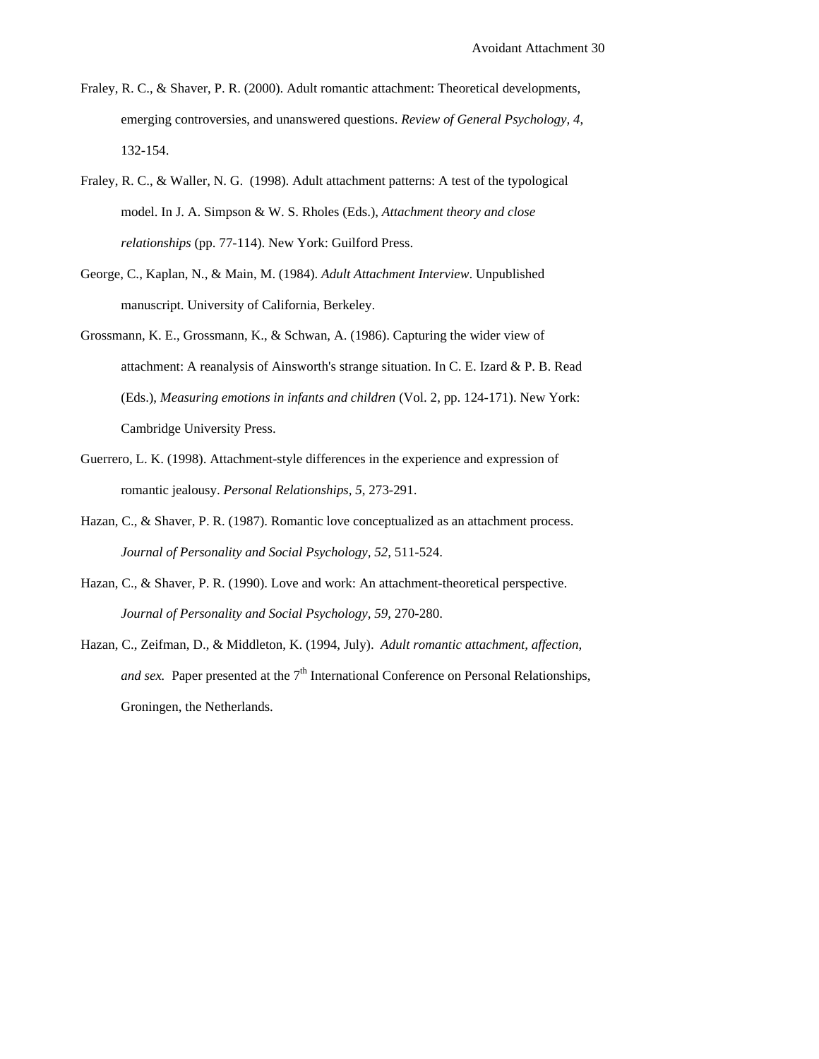Fraley, R. C., & Shaver, P. R. (2000). Adult romantic attachment: Theoretical developments, emerging controversies, and unanswered questions. *Review of General Psychology, 4*, 132-154.

Fraley, R. C., & Waller, N. G. (1998). Adult attachment patterns: A test of the typological model. In J. A. Simpson & W. S. Rholes (Eds.), *Attachment theory and close relationships* (pp. 77-114). New York: Guilford Press.

George, C., Kaplan, N., & Main, M. (1984). *Adult Attachment Interview*. Unpublished manuscript. University of California, Berkeley.

Grossmann, K. E., Grossmann, K., & Schwan, A. (1986). Capturing the wider view of attachment: A reanalysis of Ainsworth's strange situation. In C. E. Izard & P. B. Read (Eds.), *Measuring emotions in infants and children* (Vol. 2, pp. 124-171). New York: Cambridge University Press.

Guerrero, L. K. (1998). Attachment-style differences in the experience and expression of romantic jealousy. *Personal Relationships, 5*, 273-291.

Hazan, C., & Shaver, P. R. (1987). Romantic love conceptualized as an attachment process. *Journal of Personality and Social Psychology, 52*, 511-524.

Hazan, C., & Shaver, P. R. (1990). Love and work: An attachment-theoretical perspective. *Journal of Personality and Social Psychology, 59*, 270-280.

Hazan, C., Zeifman, D., & Middleton, K. (1994, July). *Adult romantic attachment, affection, and sex.* Paper presented at the 7th International Conference on Personal Relationships, Groningen, the Netherlands.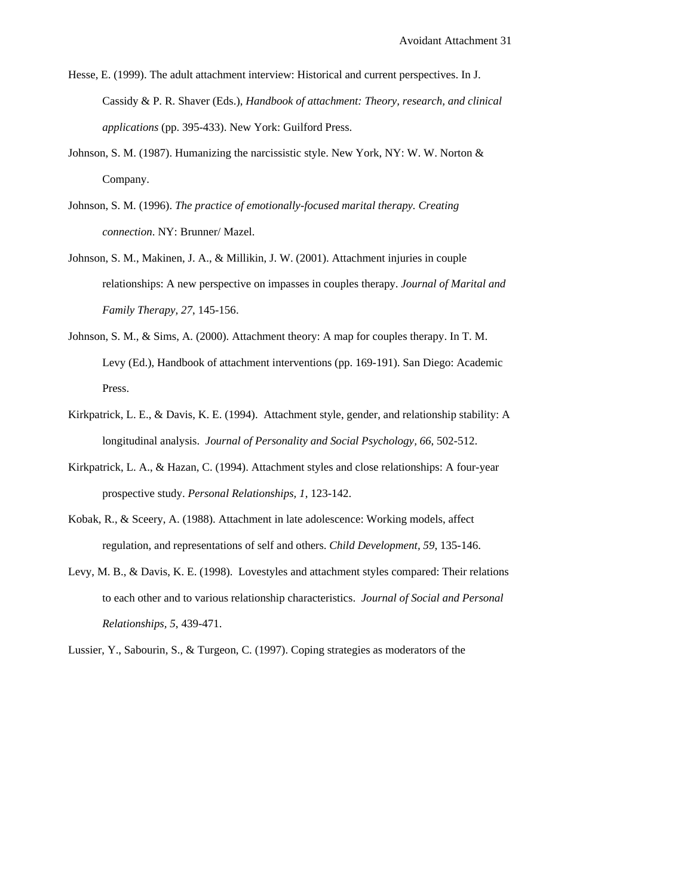Hesse, E. (1999). The adult attachment interview: Historical and current perspectives. In J. Cassidy & P. R. Shaver (Eds.), *Handbook of attachment: Theory, research, and clinical applications* (pp. 395-433). New York: Guilford Press.

Johnson, S. M. (1987). Humanizing the narcissistic style. New York, NY: W. W. Norton & Company.

Johnson, S. M. (1996). *The practice of emotionally-focused marital therapy. Creating connection*. NY: Brunner/ Mazel.

Johnson, S. M., Makinen, J. A., & Millikin, J. W. (2001). Attachment injuries in couple relationships: A new perspective on impasses in couples therapy. *Journal of Marital and Family Therapy, 27*, 145-156.

Johnson, S. M., & Sims, A. (2000). Attachment theory: A map for couples therapy. In T. M. Levy (Ed.), Handbook of attachment interventions (pp. 169-191). San Diego: Academic Press.

Kirkpatrick, L. E., & Davis, K. E. (1994). Attachment style, gender, and relationship stability: A longitudinal analysis. *Journal of Personality and Social Psychology, 66*, 502-512.

Kirkpatrick, L. A., & Hazan, C. (1994). Attachment styles and close relationships: A four-year prospective study. *Personal Relationships, 1*, 123-142.

Kobak, R., & Sceery, A. (1988). Attachment in late adolescence: Working models, affect regulation, and representations of self and others. *Child Development, 59*, 135-146.

Levy, M. B., & Davis, K. E. (1998). Lovestyles and attachment styles compared: Their relations to each other and to various relationship characteristics. *Journal of Social and Personal Relationships, 5*, 439-471.

Lussier, Y., Sabourin, S., & Turgeon, C. (1997). Coping strategies as moderators of the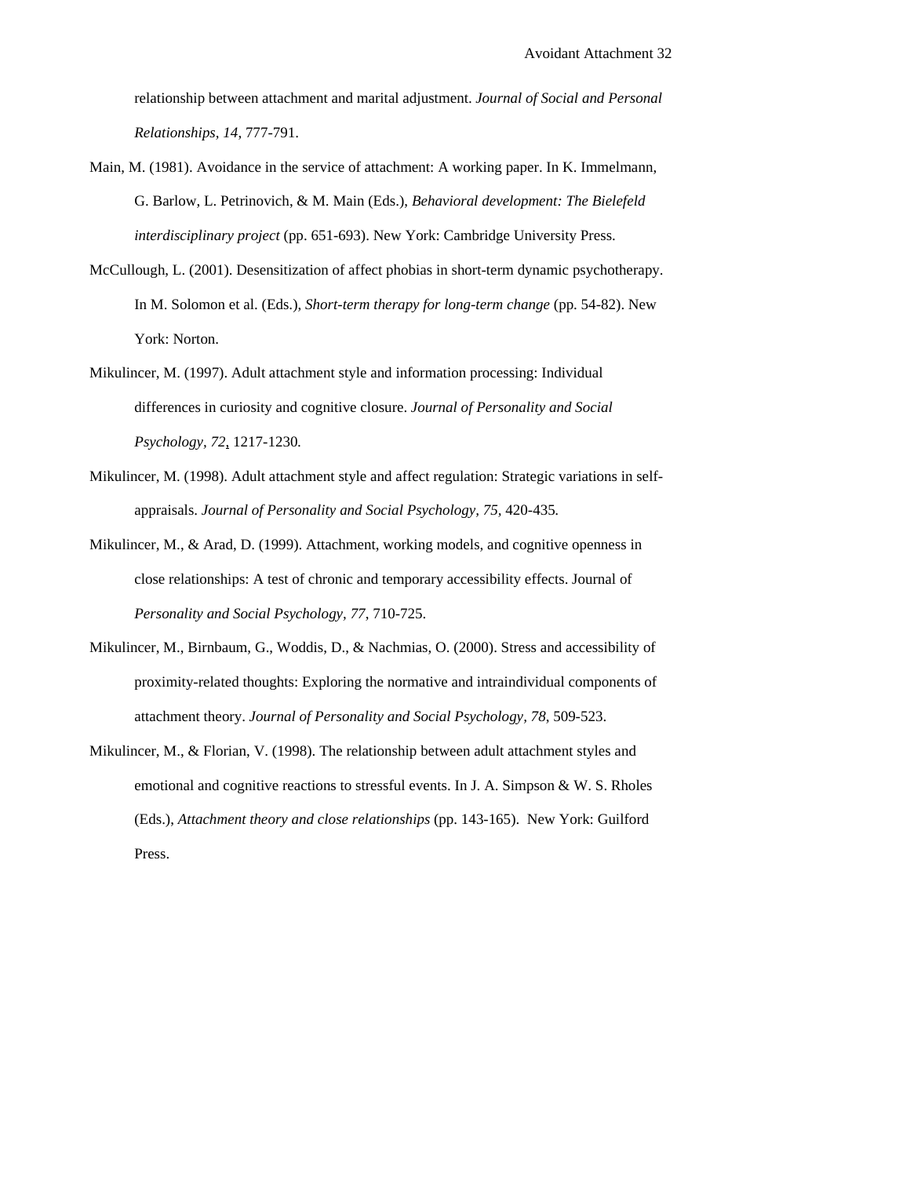relationship between attachment and marital adjustment. *Journal of Social and Personal Relationships, 14*, 777-791.

Main, M. (1981). Avoidance in the service of attachment: A working paper. In K. Immelmann, G. Barlow, L. Petrinovich, & M. Main (Eds.), *Behavioral development: The Bielefeld interdisciplinary project* (pp. 651-693). New York: Cambridge University Press.

McCullough, L. (2001). Desensitization of affect phobias in short-term dynamic psychotherapy. In M. Solomon et al. (Eds.), *Short-term therapy for long-term change* (pp. 54-82). New York: Norton.

Mikulincer, M. (1997). Adult attachment style and information processing: Individual differences in curiosity and cognitive closure. *Journal of Personality and Social Psychology, 72*, 1217-1230.

Mikulincer, M. (1998). Adult attachment style and affect regulation: Strategic variations in self-appraisals. *Journal of Personality and Social Psychology, 75*, 420-435.

Mikulincer, M., & Arad, D. (1999). Attachment, working models, and cognitive openness in close relationships: A test of chronic and temporary accessibility effects. Journal of *Personality and Social Psychology, 77*, 710-725.

Mikulincer, M., Birnbaum, G., Woddis, D., & Nachmias, O. (2000). Stress and accessibility of proximity-related thoughts: Exploring the normative and intraindividual components of attachment theory. *Journal of Personality and Social Psychology, 78*, 509-523.

Mikulincer, M., & Florian, V. (1998). The relationship between adult attachment styles and emotional and cognitive reactions to stressful events. In J. A. Simpson & W. S. Rholes (Eds.), *Attachment theory and close relationships* (pp. 143-165). New York: Guilford Press.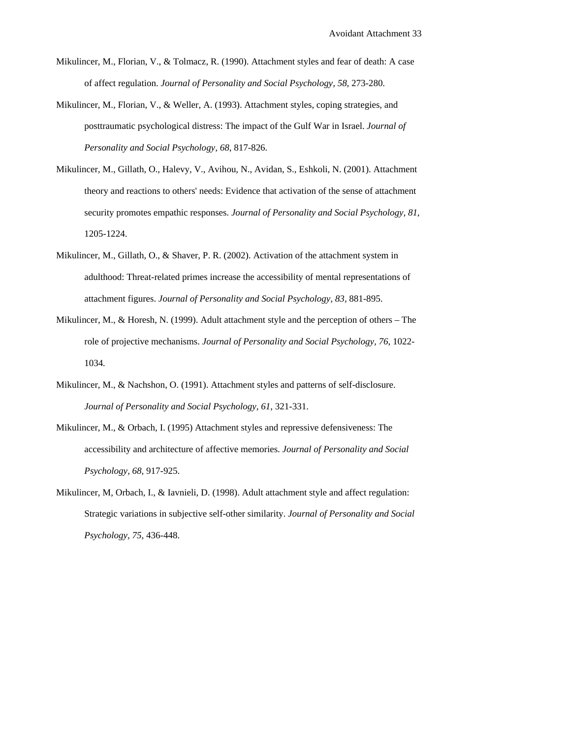Mikulincer, M., Florian, V., & Tolmacz, R. (1990). Attachment styles and fear of death: A case of affect regulation. *Journal of Personality and Social Psychology, 58*, 273-280.

Mikulincer, M., Florian, V., & Weller, A. (1993). Attachment styles, coping strategies, and posttraumatic psychological distress: The impact of the Gulf War in Israel. *Journal of Personality and Social Psychology, 68*, 817-826.

Mikulincer, M., Gillath, O., Halevy, V., Avihou, N., Avidan, S., Eshkoli, N. (2001). Attachment theory and reactions to others' needs: Evidence that activation of the sense of attachment security promotes empathic responses. *Journal of Personality and Social Psychology, 81*, 1205-1224.

Mikulincer, M., Gillath, O., & Shaver, P. R. (2002). Activation of the attachment system in adulthood: Threat-related primes increase the accessibility of mental representations of attachment figures. *Journal of Personality and Social Psychology, 83*, 881-895.

Mikulincer, M., & Horesh, N. (1999). Adult attachment style and the perception of others – The role of projective mechanisms. *Journal of Personality and Social Psychology, 76*, 1022-1034.

Mikulincer, M., & Nachshon, O. (1991). Attachment styles and patterns of self-disclosure. *Journal of Personality and Social Psychology, 61*, 321-331.

Mikulincer, M., & Orbach, I. (1995) Attachment styles and repressive defensiveness: The accessibility and architecture of affective memories. *Journal of Personality and Social Psychology, 68*, 917-925.

Mikulincer, M, Orbach, I., & Iavnieli, D. (1998). Adult attachment style and affect regulation: Strategic variations in subjective self-other similarity. *Journal of Personality and Social Psychology, 75*, 436-448.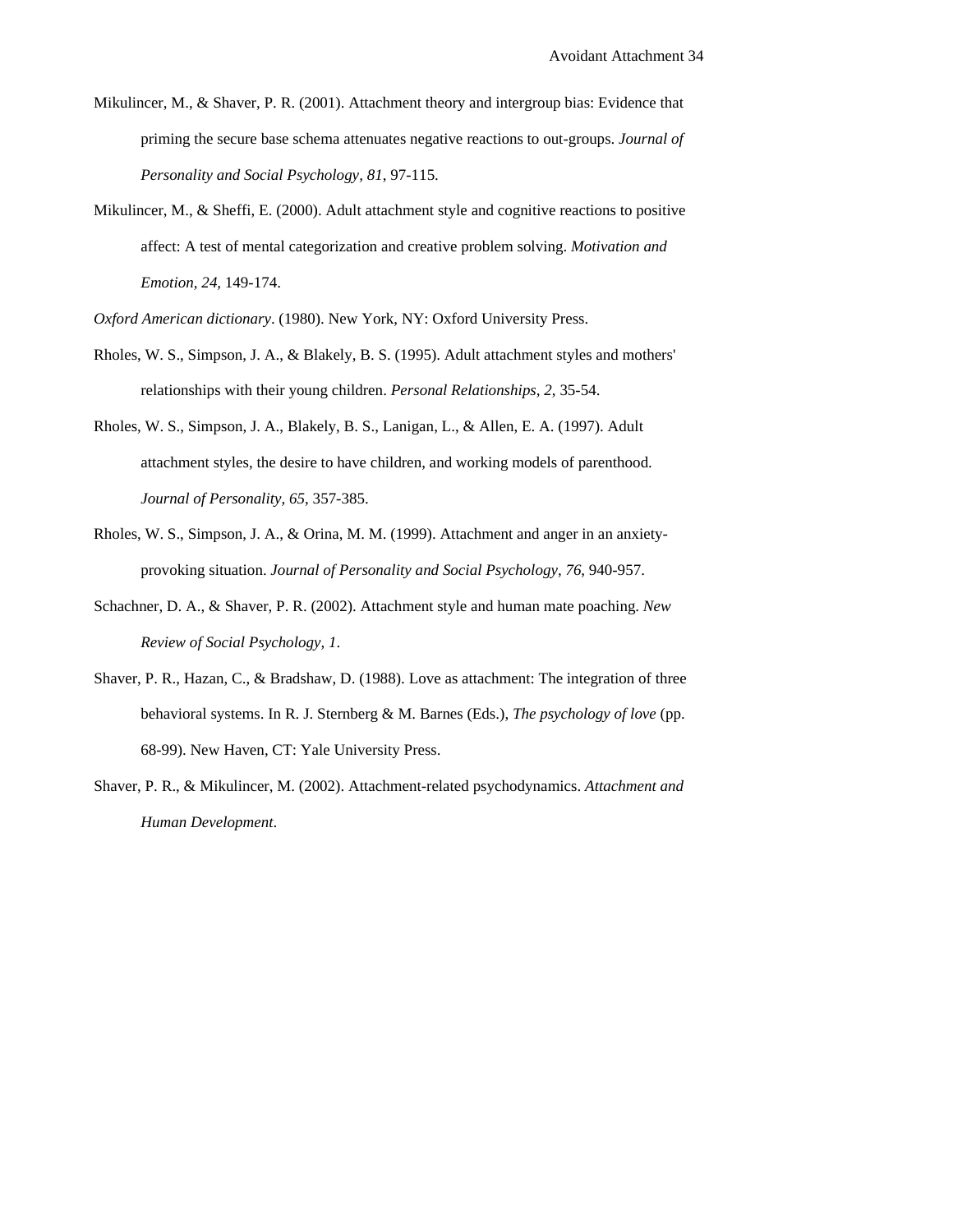Mikulincer, M., & Shaver, P. R. (2001). Attachment theory and intergroup bias: Evidence that priming the secure base schema attenuates negative reactions to out-groups. *Journal of Personality and Social Psychology, 81*, 97-115.

Mikulincer, M., & Sheffi, E. (2000). Adult attachment style and cognitive reactions to positive affect: A test of mental categorization and creative problem solving. *Motivation and Emotion, 24,* 149-174.

*Oxford American dictionary*. (1980). New York, NY: Oxford University Press.

Rholes, W. S., Simpson, J. A., & Blakely, B. S. (1995). Adult attachment styles and mothers' relationships with their young children. *Personal Relationships, 2*, 35-54.

Rholes, W. S., Simpson, J. A., Blakely, B. S., Lanigan, L., & Allen, E. A. (1997). Adult attachment styles, the desire to have children, and working models of parenthood. *Journal of Personality, 65*, 357-385.

Rholes, W. S., Simpson, J. A., & Orina, M. M. (1999). Attachment and anger in an anxiety-provoking situation. *Journal of Personality and Social Psychology, 76*, 940-957.

Schachner, D. A., & Shaver, P. R. (2002). Attachment style and human mate poaching. *New Review of Social Psychology, 1*.

Shaver, P. R., Hazan, C., & Bradshaw, D. (1988). Love as attachment: The integration of three behavioral systems. In R. J. Sternberg & M. Barnes (Eds.), *The psychology of love* (pp. 68-99). New Haven, CT: Yale University Press.

Shaver, P. R., & Mikulincer, M. (2002). Attachment-related psychodynamics. *Attachment and Human Development*.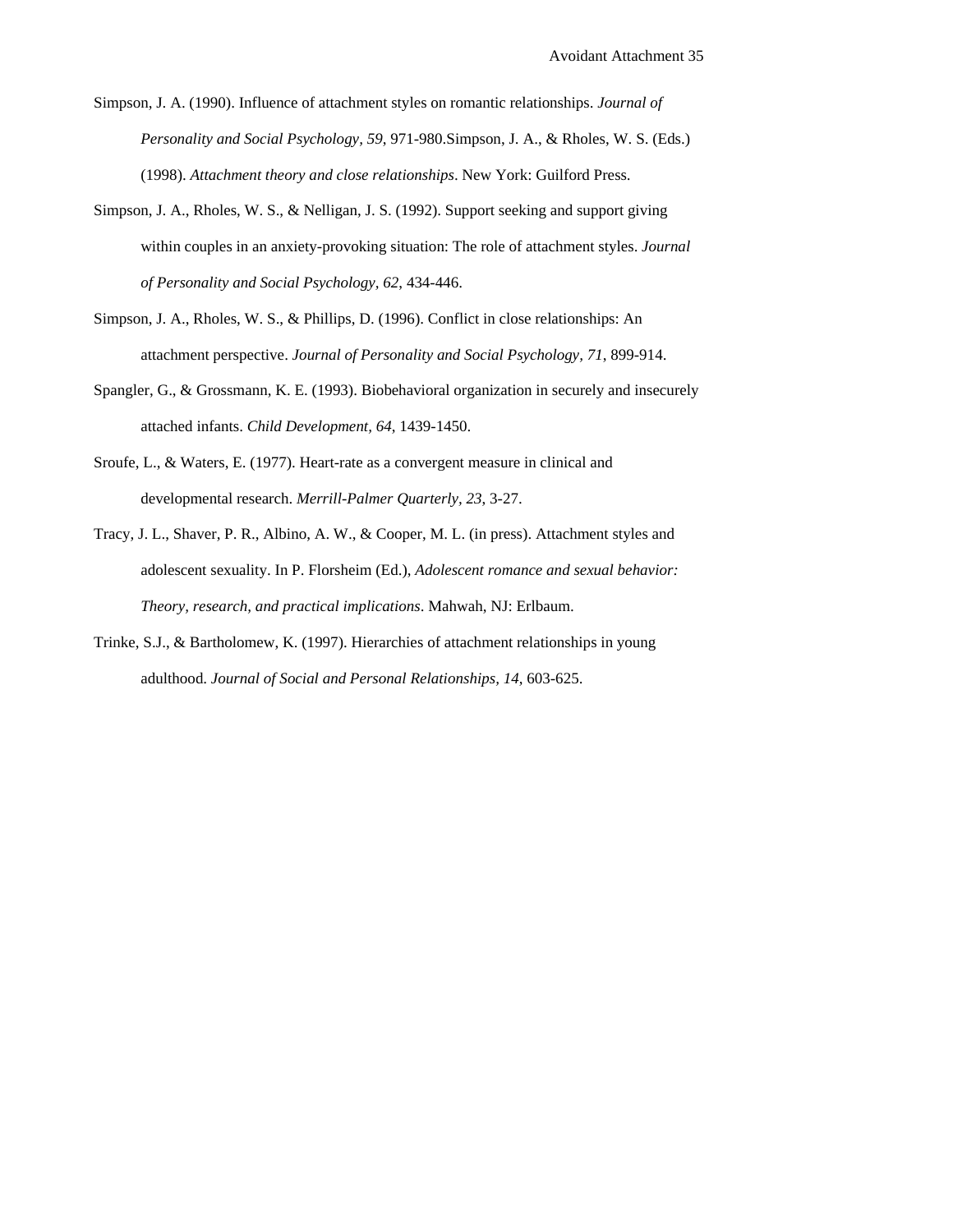Simpson, J. A. (1990). Influence of attachment styles on romantic relationships. *Journal of Personality and Social Psychology, 59*, 971-980.Simpson, J. A., & Rholes, W. S. (Eds.) (1998). *Attachment theory and close relationships*. New York: Guilford Press.

Simpson, J. A., Rholes, W. S., & Nelligan, J. S. (1992). Support seeking and support giving within couples in an anxiety-provoking situation: The role of attachment styles. *Journal of Personality and Social Psychology, 62*, 434-446.

Simpson, J. A., Rholes, W. S., & Phillips, D. (1996). Conflict in close relationships: An attachment perspective. *Journal of Personality and Social Psychology, 71*, 899-914.

Spangler, G., & Grossmann, K. E. (1993). Biobehavioral organization in securely and insecurely attached infants. *Child Development, 64*, 1439-1450.

Sroufe, L., & Waters, E. (1977). Heart-rate as a convergent measure in clinical and developmental research. *Merrill-Palmer Quarterly, 23*, 3-27.

Tracy, J. L., Shaver, P. R., Albino, A. W., & Cooper, M. L. (in press). Attachment styles and adolescent sexuality. In P. Florsheim (Ed.), *Adolescent romance and sexual behavior: Theory, research, and practical implications*. Mahwah, NJ: Erlbaum.

Trinke, S.J., & Bartholomew, K. (1997). Hierarchies of attachment relationships in young adulthood. *Journal of Social and Personal Relationships, 14*, 603-625.